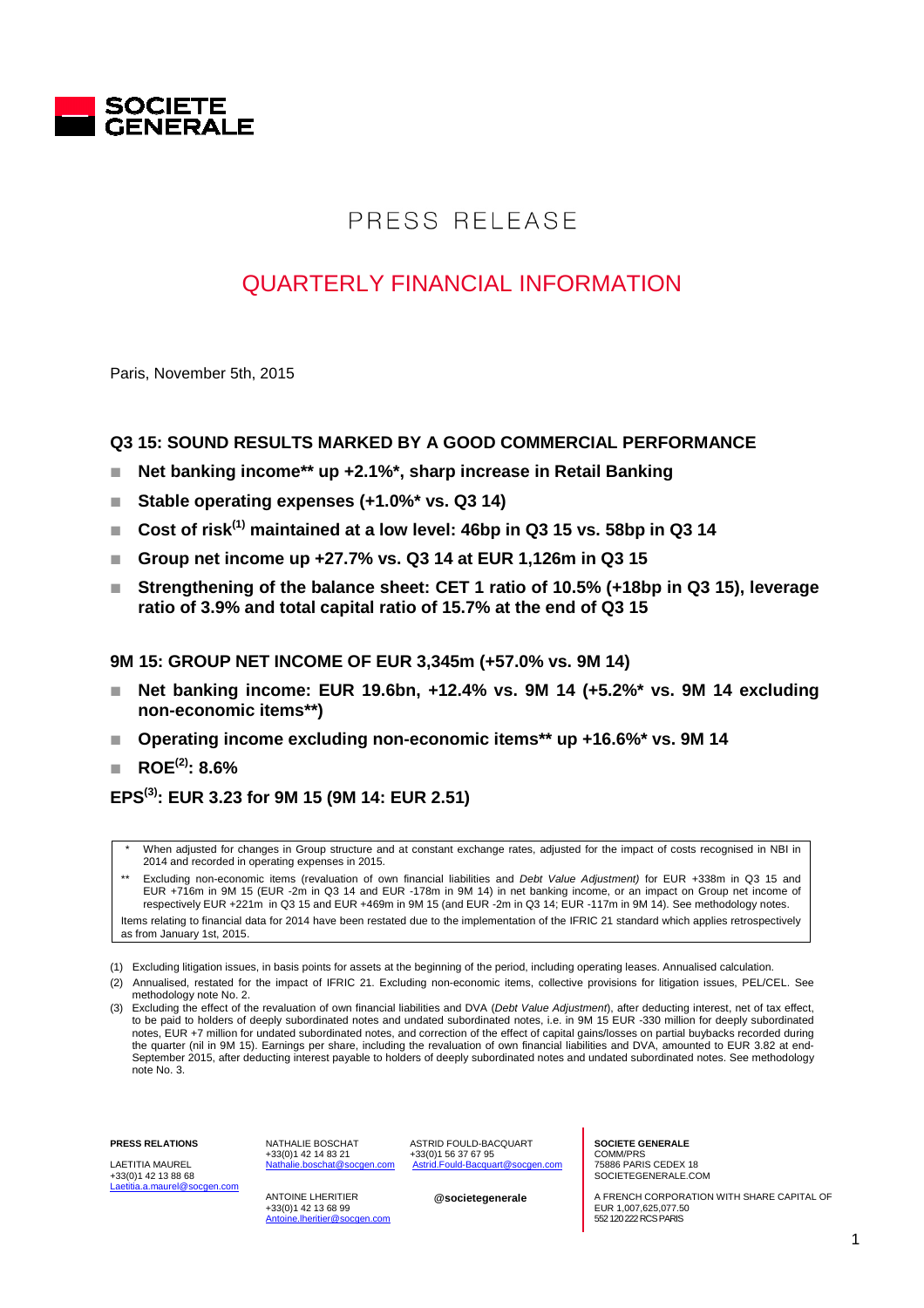SOCIETE GENERALE

# PRESS RELEASE

## QUARTERLY FINANCIAL INFORMATION

Paris, November 5th, 2015

### Q3 15: SOUND RESULTS MARKED BY A GOOD COMMERCIAL PERFORMANCE

- **Net banking income** up +2.1%*, sharp increase in Retail Banking**
- **Stable operating expenses (+1.0%* vs. Q3 14)**
- **Cost of risk[(1)] maintained at a low level: 46bp in Q3 15 vs. 58bp in Q3 14**
- **Group net income up +27.7% vs. Q3 14 at EUR 1,126m in Q3 15**
- **Strengthening of the balance sheet: CET 1 ratio of 10.5% (+18bp in Q3 15), leverage ratio of 3.9% and total capital ratio of 15.7% at the end of Q3 15**

### 9M 15: GROUP NET INCOME OF EUR 3,345m (+57.0% vs. 9M 14)

- **Net banking income: EUR 19.6bn, +12.4% vs. 9M 14 (+5.2%* vs. 9M 14 excluding non-economic items**)**
- **Operating income excluding non-economic items** up +16.6%* vs. 9M 14**
- **ROE[(2)]: 8.6%**

### EPS[(3)]: EUR 3.23 for 9M 15 (9M 14: EUR 2.51)

\* When adjusted for changes in Group structure and at constant exchange rates, adjusted for the impact of costs recognised in NBI in 2014 and recorded in operating expenses in 2015.

\** Excluding non-economic items (revaluation of own financial liabilities and *Debt Value Adjustment)* for EUR +338m in Q3 15 and EUR +716m in 9M 15 (EUR -2m in Q3 14 and EUR -178m in 9M 14) in net banking income, or an impact on Group net income of respectively EUR +221m in Q3 15 and EUR +469m in 9M 15 (and EUR -2m in Q3 14; EUR -117m in 9M 14). See methodology notes.

Items relating to financial data for 2014 have been restated due to the implementation of the IFRIC 21 standard which applies retrospectively as from January 1st, 2015.

(1) Excluding litigation issues, in basis points for assets at the beginning of the period, including operating leases. Annualised calculation.

(2) Annualised, restated for the impact of IFRIC 21. Excluding non-economic items, collective provisions for litigation issues, PEL/CEL. See methodology note No. 2.

(3) Excluding the effect of the revaluation of own financial liabilities and DVA (*Debt Value Adjustment*), after deducting interest, net of tax effect, to be paid to holders of deeply subordinated notes and undated subordinated notes, i.e. in 9M 15 EUR -330 million for deeply subordinated notes, EUR +7 million for undated subordinated notes, and correction of the effect of capital gains/losses on partial buybacks recorded during the quarter (nil in 9M 15). Earnings per share, including the revaluation of own financial liabilities and DVA, amounted to EUR 3.82 at end-September 2015, after deducting interest payable to holders of deeply subordinated notes and undated subordinated notes. See methodology note No. 3.

**PRESS RELATIONS**

LAETITIA MAUREL
+33(0)1 42 13 88 68
Laetitia.a.maurel@socgen.com

NATHALIE BOSCHAT
+33(0)1 42 14 83 21
Nathalie.boschat@socgen.com

ASTRID FOULD-BACQUART
+33(0)1 56 37 67 95
Astrid.Fould-Bacquart@socgen.com

ANTOINE LHERITIER
+33(0)1 42 13 68 99
Antoine.lheritier@socgen.com

**@societegenerale**

**SOCIETE GENERALE**
COMM/PRS
75886 PARIS CEDEX 18
SOCIETEGENERALE.COM

A FRENCH CORPORATION WITH SHARE CAPITAL OF EUR 1,007,625,077.50
552 120 222 RCS PARIS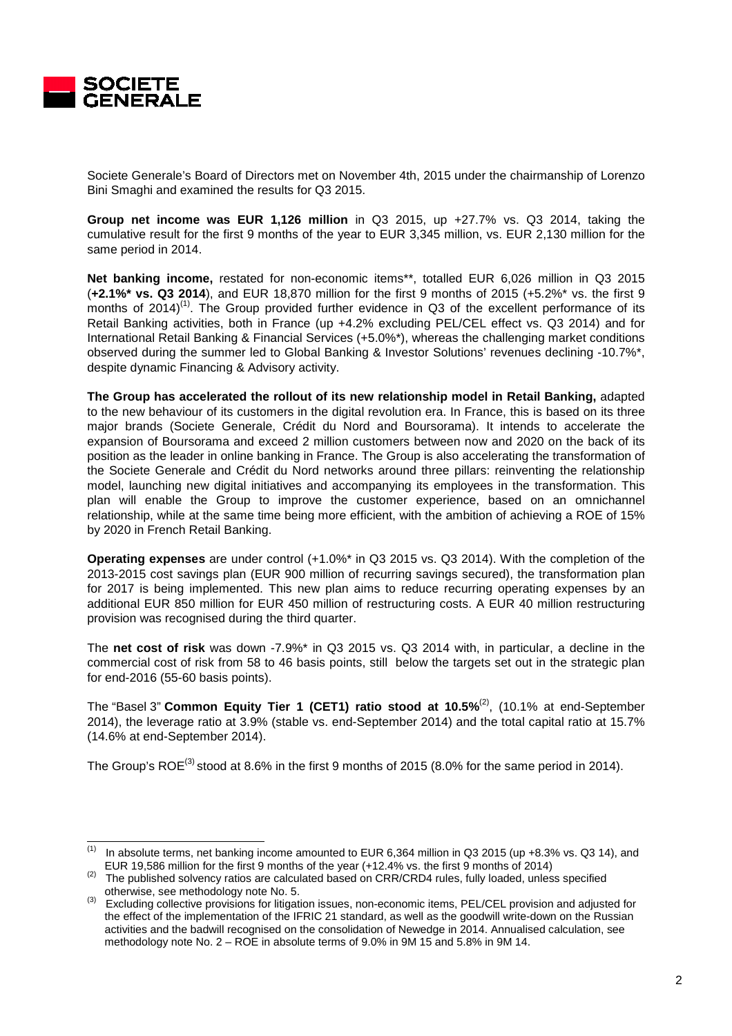Societe Generale's Board of Directors met on November 4th, 2015 under the chairmanship of Lorenzo Bini Smaghi and examined the results for Q3 2015.

**Group net income was EUR 1,126 million** in Q3 2015, up +27.7% vs. Q3 2014, taking the cumulative result for the first 9 months of the year to EUR 3,345 million, vs. EUR 2,130 million for the same period in 2014.

**Net banking income,** restated for non-economic items**, totalled EUR 6,026 million in Q3 2015 (**+2.1%* vs. Q3 2014**), and EUR 18,870 million for the first 9 months of 2015 (+5.2%* vs. the first 9 months of 2014)[1]. The Group provided further evidence in Q3 of the excellent performance of its Retail Banking activities, both in France (up +4.2% excluding PEL/CEL effect vs. Q3 2014) and for International Retail Banking & Financial Services (+5.0%*), whereas the challenging market conditions observed during the summer led to Global Banking & Investor Solutions' revenues declining -10.7%*, despite dynamic Financing & Advisory activity.

**The Group has accelerated the rollout of its new relationship model in Retail Banking,** adapted to the new behaviour of its customers in the digital revolution era. In France, this is based on its three major brands (Societe Generale, Crédit du Nord and Boursorama). It intends to accelerate the expansion of Boursorama and exceed 2 million customers between now and 2020 on the back of its position as the leader in online banking in France. The Group is also accelerating the transformation of the Societe Generale and Crédit du Nord networks around three pillars: reinventing the relationship model, launching new digital initiatives and accompanying its employees in the transformation. This plan will enable the Group to improve the customer experience, based on an omnichannel relationship, while at the same time being more efficient, with the ambition of achieving a ROE of 15% by 2020 in French Retail Banking.

**Operating expenses** are under control (+1.0%* in Q3 2015 vs. Q3 2014). With the completion of the 2013-2015 cost savings plan (EUR 900 million of recurring savings secured), the transformation plan for 2017 is being implemented. This new plan aims to reduce recurring operating expenses by an additional EUR 850 million for EUR 450 million of restructuring costs. A EUR 40 million restructuring provision was recognised during the third quarter.

The **net cost of risk** was down -7.9%* in Q3 2015 vs. Q3 2014 with, in particular, a decline in the commercial cost of risk from 58 to 46 basis points, still below the targets set out in the strategic plan for end-2016 (55-60 basis points).

The "Basel 3" **Common Equity Tier 1 (CET1) ratio stood at 10.5%**[2], (10.1% at end-September 2014), the leverage ratio at 3.9% (stable vs. end-September 2014) and the total capital ratio at 15.7% (14.6% at end-September 2014).

The Group's ROE[3] stood at 8.6% in the first 9 months of 2015 (8.0% for the same period in 2014).

---

(1) In absolute terms, net banking income amounted to EUR 6,364 million in Q3 2015 (up +8.3% vs. Q3 14), and EUR 19,586 million for the first 9 months of the year (+12.4% vs. the first 9 months of 2014)

(2) The published solvency ratios are calculated based on CRR/CRD4 rules, fully loaded, unless specified otherwise, see methodology note No. 5.

(3) Excluding collective provisions for litigation issues, non-economic items, PEL/CEL provision and adjusted for the effect of the implementation of the IFRIC 21 standard, as well as the goodwill write-down on the Russian activities and the badwill recognised on the consolidation of Newedge in 2014. Annualised calculation, see methodology note No. 2 – ROE in absolute terms of 9.0% in 9M 15 and 5.8% in 9M 14.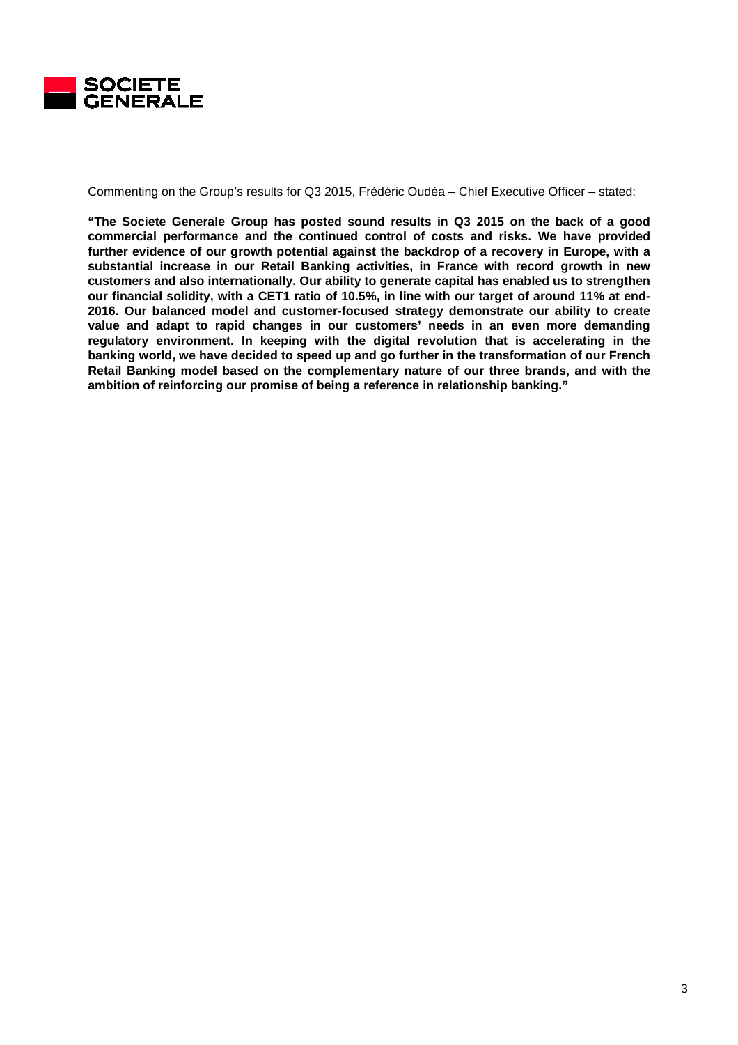Commenting on the Group's results for Q3 2015, Frédéric Oudéa – Chief Executive Officer – stated:

**"The Societe Generale Group has posted sound results in Q3 2015 on the back of a good commercial performance and the continued control of costs and risks. We have provided further evidence of our growth potential against the backdrop of a recovery in Europe, with a substantial increase in our Retail Banking activities, in France with record growth in new customers and also internationally. Our ability to generate capital has enabled us to strengthen our financial solidity, with a CET1 ratio of 10.5%, in line with our target of around 11% at end-2016. Our balanced model and customer-focused strategy demonstrate our ability to create value and adapt to rapid changes in our customers' needs in an even more demanding regulatory environment. In keeping with the digital revolution that is accelerating in the banking world, we have decided to speed up and go further in the transformation of our French Retail Banking model based on the complementary nature of our three brands, and with the ambition of reinforcing our promise of being a reference in relationship banking."**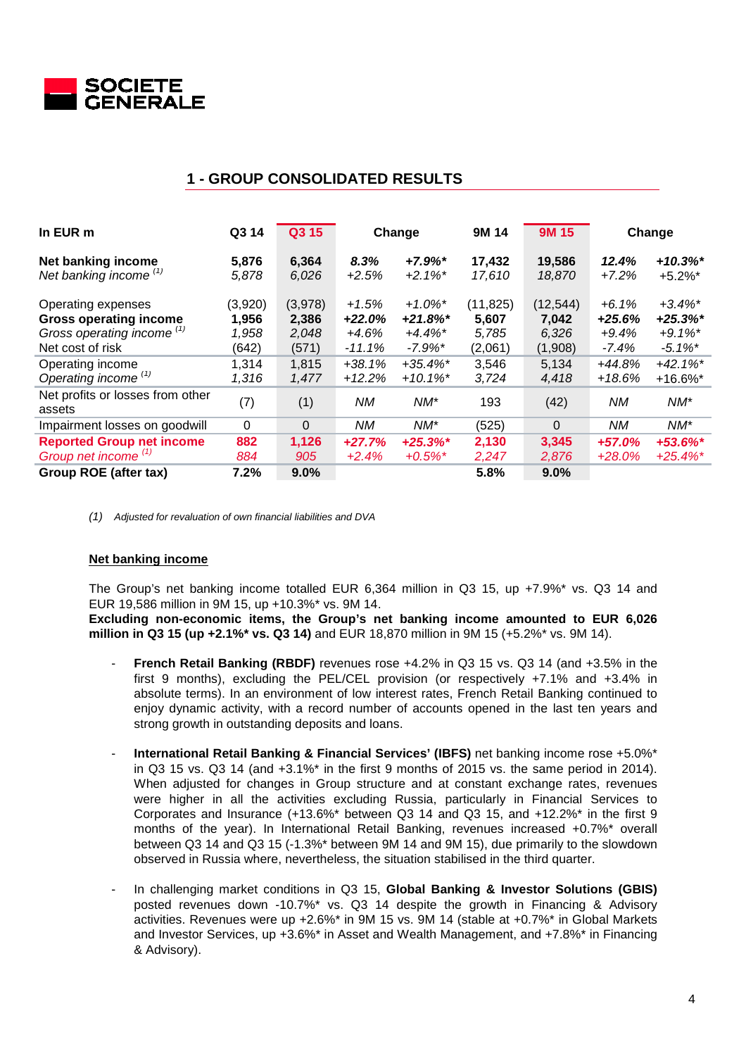## 1 - GROUP CONSOLIDATED RESULTS

| In EUR m | Q3 14 | Q3 15 | Change | | 9M 14 | 9M 15 | Change | |
|---|---|---|---|---|---|---|---|---|
| **Net banking income** | **5,876** | **6,364** | ***8.3%*** | ***+7.9%**** | **17,432** | **19,586** | ***12.4%*** | ***+10.3%**** |
| *Net banking income (1)* | *5,878* | *6,026* | *+2.5%* | *+2.1%** | *17,610* | *18,870* | *+7.2%* | +5.2%* |
| Operating expenses | (3,920) | (3,978) | *+1.5%* | *+1.0%** | (11,825) | (12,544) | *+6.1%* | *+3.4%** |
| **Gross operating income** | **1,956** | **2,386** | ***+22.0%*** | ***+21.8%**** | **5,607** | **7,042** | ***+25.6%*** | ***+25.3%**** |
| *Gross operating income (1)* | *1,958* | *2,048* | *+4.6%* | *+4.4%** | *5,785* | *6,326* | *+9.4%* | *+9.1%** |
| Net cost of risk | (642) | (571) | *-11.1%* | *-7.9%** | (2,061) | (1,908) | *-7.4%* | *-5.1%** |
| Operating income | 1,314 | 1,815 | *+38.1%* | *+35.4%** | 3,546 | 5,134 | *+44.8%* | *+42.1%** |
| *Operating income (1)* | *1,316* | *1,477* | *+12.2%* | *+10.1%** | *3,724* | *4,418* | *+18.6%* | +16.6%* |
| Net profits or losses from other assets | (7) | (1) | *NM* | *NM** | 193 | (42) | *NM* | *NM** |
| Impairment losses on goodwill | 0 | 0 | *NM* | *NM** | (525) | 0 | *NM* | *NM** |
| **Reported Group net income** | **882** | **1,126** | ***+27.7%*** | ***+25.3%**** | **2,130** | **3,345** | ***+57.0%*** | ***+53.6%**** |
| *Group net income (1)* | *884* | *905* | *+2.4%* | *+0.5%** | *2,247* | *2,876* | *+28.0%* | *+25.4%** |
| **Group ROE (after tax)** | **7.2%** | **9.0%** | | | **5.8%** | **9.0%** | | |

*(1) Adjusted for revaluation of own financial liabilities and DVA*

**Net banking income**

The Group's net banking income totalled EUR 6,364 million in Q3 15, up +7.9%* vs. Q3 14 and EUR 19,586 million in 9M 15, up +10.3%* vs. 9M 14.
**Excluding non-economic items, the Group's net banking income amounted to EUR 6,026 million in Q3 15 (up +2.1%* vs. Q3 14)** and EUR 18,870 million in 9M 15 (+5.2%* vs. 9M 14).

- **French Retail Banking (RBDF)** revenues rose +4.2% in Q3 15 vs. Q3 14 (and +3.5% in the first 9 months), excluding the PEL/CEL provision (or respectively +7.1% and +3.4% in absolute terms). In an environment of low interest rates, French Retail Banking continued to enjoy dynamic activity, with a record number of accounts opened in the last ten years and strong growth in outstanding deposits and loans.

- **International Retail Banking & Financial Services' (IBFS)** net banking income rose +5.0%* in Q3 15 vs. Q3 14 (and +3.1%* in the first 9 months of 2015 vs. the same period in 2014). When adjusted for changes in Group structure and at constant exchange rates, revenues were higher in all the activities excluding Russia, particularly in Financial Services to Corporates and Insurance (+13.6%* between Q3 14 and Q3 15, and +12.2%* in the first 9 months of the year). In International Retail Banking, revenues increased +0.7%* overall between Q3 14 and Q3 15 (-1.3%* between 9M 14 and 9M 15), due primarily to the slowdown observed in Russia where, nevertheless, the situation stabilised in the third quarter.

- In challenging market conditions in Q3 15, **Global Banking & Investor Solutions (GBIS)** posted revenues down -10.7%* vs. Q3 14 despite the growth in Financing & Advisory activities. Revenues were up +2.6%* in 9M 15 vs. 9M 14 (stable at +0.7%* in Global Markets and Investor Services, up +3.6%* in Asset and Wealth Management, and +7.8%* in Financing & Advisory).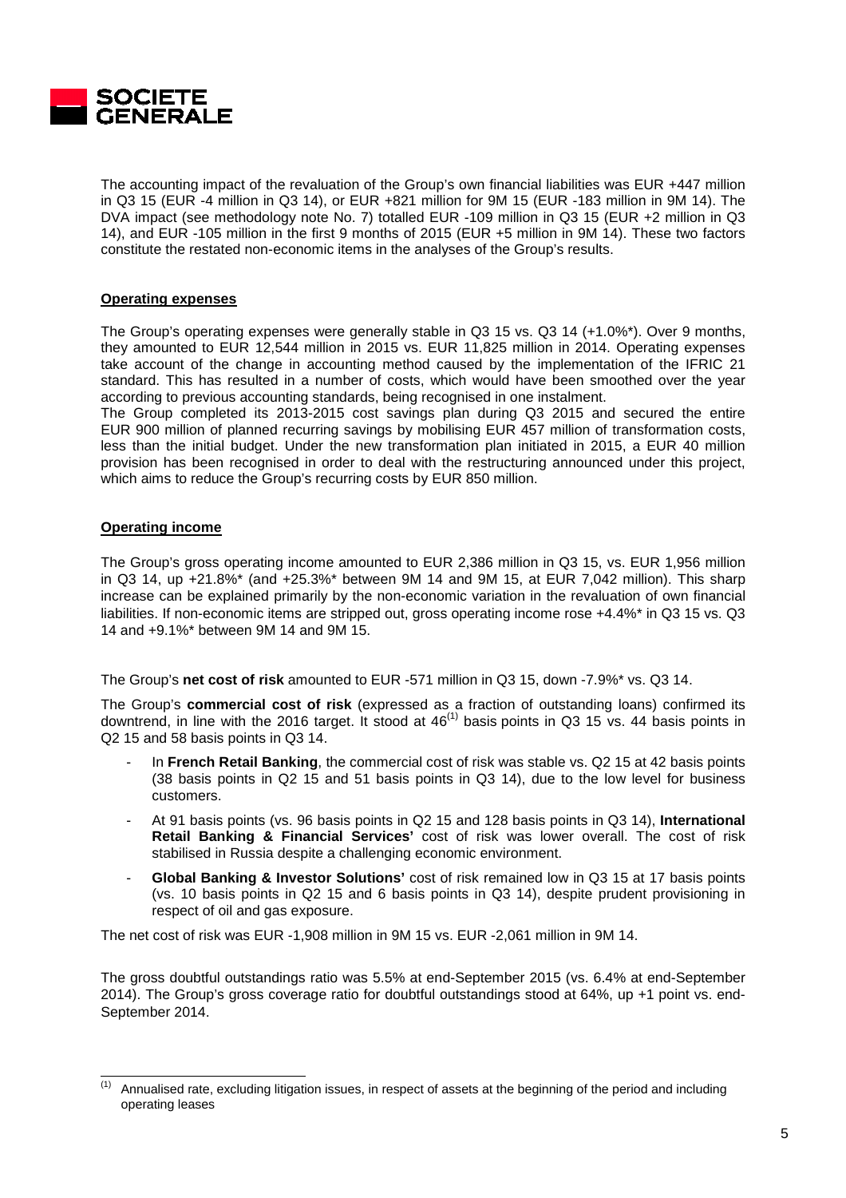The accounting impact of the revaluation of the Group's own financial liabilities was EUR +447 million in Q3 15 (EUR -4 million in Q3 14), or EUR +821 million for 9M 15 (EUR -183 million in 9M 14). The DVA impact (see methodology note No. 7) totalled EUR -109 million in Q3 15 (EUR +2 million in Q3 14), and EUR -105 million in the first 9 months of 2015 (EUR +5 million in 9M 14). These two factors constitute the restated non-economic items in the analyses of the Group's results.

**Operating expenses**

The Group's operating expenses were generally stable in Q3 15 vs. Q3 14 (+1.0%*). Over 9 months, they amounted to EUR 12,544 million in 2015 vs. EUR 11,825 million in 2014. Operating expenses take account of the change in accounting method caused by the implementation of the IFRIC 21 standard. This has resulted in a number of costs, which would have been smoothed over the year according to previous accounting standards, being recognised in one instalment.

The Group completed its 2013-2015 cost savings plan during Q3 2015 and secured the entire EUR 900 million of planned recurring savings by mobilising EUR 457 million of transformation costs, less than the initial budget. Under the new transformation plan initiated in 2015, a EUR 40 million provision has been recognised in order to deal with the restructuring announced under this project, which aims to reduce the Group's recurring costs by EUR 850 million.

**Operating income**

The Group's gross operating income amounted to EUR 2,386 million in Q3 15, vs. EUR 1,956 million in Q3 14, up +21.8%* (and +25.3%* between 9M 14 and 9M 15, at EUR 7,042 million). This sharp increase can be explained primarily by the non-economic variation in the revaluation of own financial liabilities. If non-economic items are stripped out, gross operating income rose +4.4%* in Q3 15 vs. Q3 14 and +9.1%* between 9M 14 and 9M 15.

The Group's **net cost of risk** amounted to EUR -571 million in Q3 15, down -7.9%* vs. Q3 14.

The Group's **commercial cost of risk** (expressed as a fraction of outstanding loans) confirmed its downtrend, in line with the 2016 target. It stood at 46[1] basis points in Q3 15 vs. 44 basis points in Q2 15 and 58 basis points in Q3 14.

- In **French Retail Banking**, the commercial cost of risk was stable vs. Q2 15 at 42 basis points (38 basis points in Q2 15 and 51 basis points in Q3 14), due to the low level for business customers.
- At 91 basis points (vs. 96 basis points in Q2 15 and 128 basis points in Q3 14), **International Retail Banking & Financial Services'** cost of risk was lower overall. The cost of risk stabilised in Russia despite a challenging economic environment.
- **Global Banking & Investor Solutions'** cost of risk remained low in Q3 15 at 17 basis points (vs. 10 basis points in Q2 15 and 6 basis points in Q3 14), despite prudent provisioning in respect of oil and gas exposure.

The net cost of risk was EUR -1,908 million in 9M 15 vs. EUR -2,061 million in 9M 14.

The gross doubtful outstandings ratio was 5.5% at end-September 2015 (vs. 6.4% at end-September 2014). The Group's gross coverage ratio for doubtful outstandings stood at 64%, up +1 point vs. end-September 2014.

---

(1) Annualised rate, excluding litigation issues, in respect of assets at the beginning of the period and including operating leases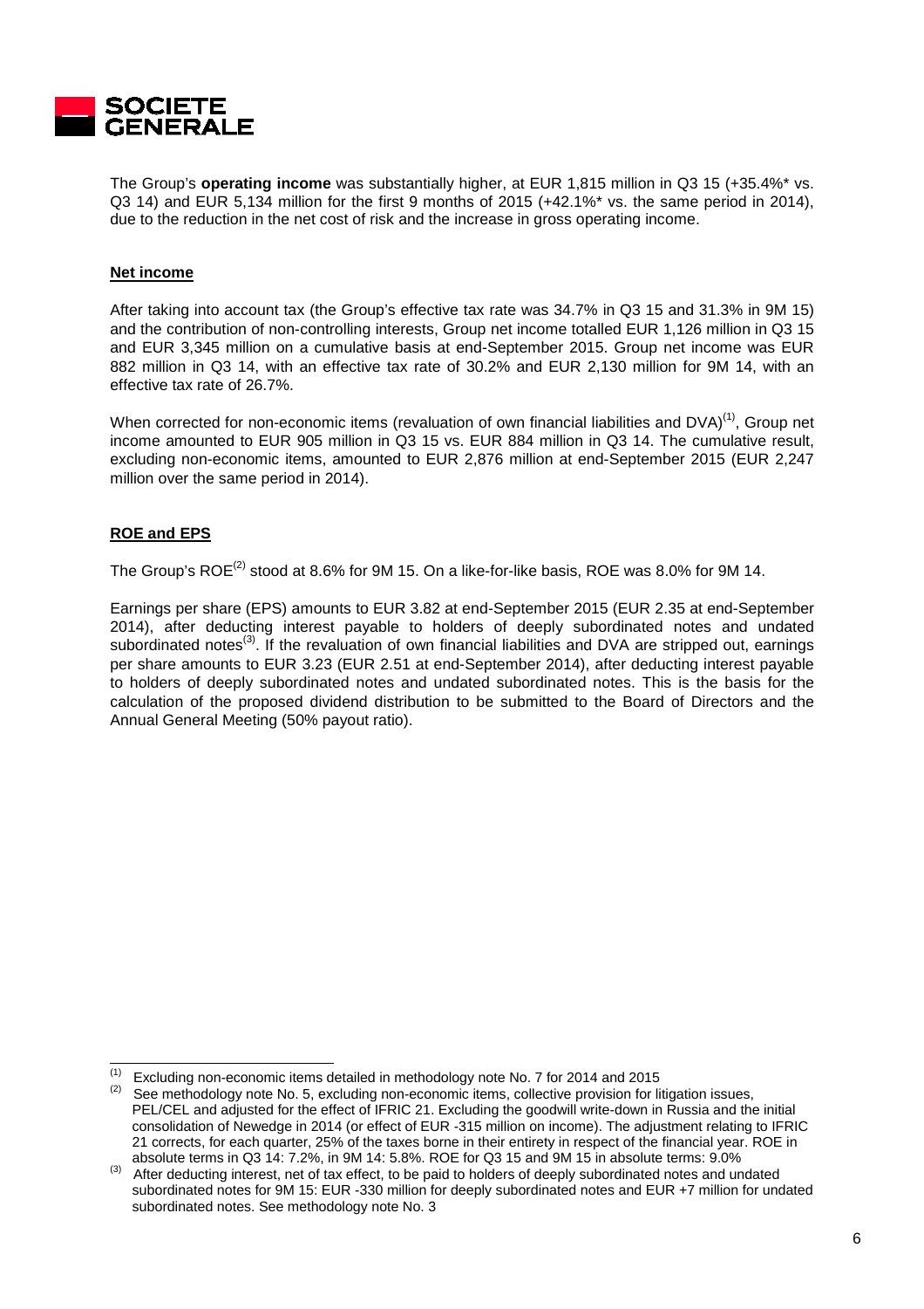The Group's **operating income** was substantially higher, at EUR 1,815 million in Q3 15 (+35.4%* vs. Q3 14) and EUR 5,134 million for the first 9 months of 2015 (+42.1%* vs. the same period in 2014), due to the reduction in the net cost of risk and the increase in gross operating income.

## Net income

After taking into account tax (the Group's effective tax rate was 34.7% in Q3 15 and 31.3% in 9M 15) and the contribution of non-controlling interests, Group net income totalled EUR 1,126 million in Q3 15 and EUR 3,345 million on a cumulative basis at end-September 2015. Group net income was EUR 882 million in Q3 14, with an effective tax rate of 30.2% and EUR 2,130 million for 9M 14, with an effective tax rate of 26.7%.

When corrected for non-economic items (revaluation of own financial liabilities and DVA)[1], Group net income amounted to EUR 905 million in Q3 15 vs. EUR 884 million in Q3 14. The cumulative result, excluding non-economic items, amounted to EUR 2,876 million at end-September 2015 (EUR 2,247 million over the same period in 2014).

## ROE and EPS

The Group's ROE[2] stood at 8.6% for 9M 15. On a like-for-like basis, ROE was 8.0% for 9M 14.

Earnings per share (EPS) amounts to EUR 3.82 at end-September 2015 (EUR 2.35 at end-September 2014), after deducting interest payable to holders of deeply subordinated notes and undated subordinated notes[3]. If the revaluation of own financial liabilities and DVA are stripped out, earnings per share amounts to EUR 3.23 (EUR 2.51 at end-September 2014), after deducting interest payable to holders of deeply subordinated notes and undated subordinated notes. This is the basis for the calculation of the proposed dividend distribution to be submitted to the Board of Directors and the Annual General Meeting (50% payout ratio).

---

[1] Excluding non-economic items detailed in methodology note No. 7 for 2014 and 2015

[2] See methodology note No. 5, excluding non-economic items, collective provision for litigation issues, PEL/CEL and adjusted for the effect of IFRIC 21. Excluding the goodwill write-down in Russia and the initial consolidation of Newedge in 2014 (or effect of EUR -315 million on income). The adjustment relating to IFRIC 21 corrects, for each quarter, 25% of the taxes borne in their entirety in respect of the financial year. ROE in absolute terms in Q3 14: 7.2%, in 9M 14: 5.8%. ROE for Q3 15 and 9M 15 in absolute terms: 9.0%

[3] After deducting interest, net of tax effect, to be paid to holders of deeply subordinated notes and undated subordinated notes for 9M 15: EUR -330 million for deeply subordinated notes and EUR +7 million for undated subordinated notes. See methodology note No. 3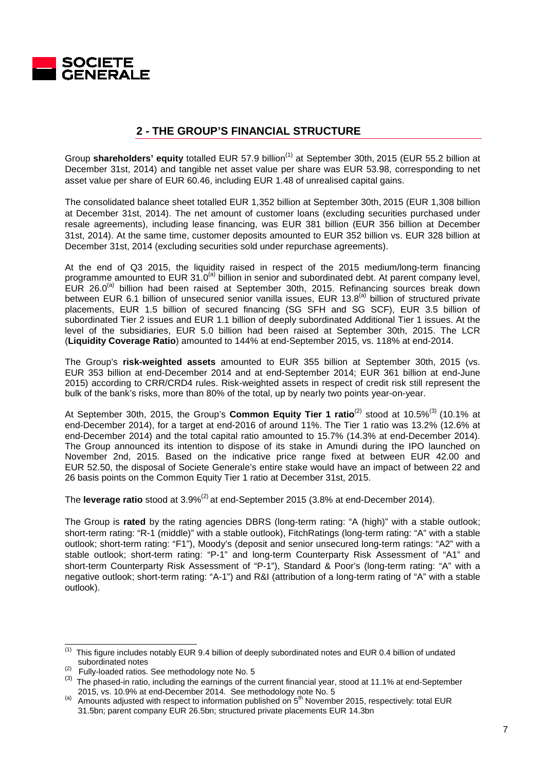## 2 - THE GROUP'S FINANCIAL STRUCTURE

Group **shareholders' equity** totalled EUR 57.9 billion[1] at September 30th, 2015 (EUR 55.2 billion at December 31st, 2014) and tangible net asset value per share was EUR 53.98, corresponding to net asset value per share of EUR 60.46, including EUR 1.48 of unrealised capital gains.

The consolidated balance sheet totalled EUR 1,352 billion at September 30th, 2015 (EUR 1,308 billion at December 31st, 2014). The net amount of customer loans (excluding securities purchased under resale agreements), including lease financing, was EUR 381 billion (EUR 356 billion at December 31st, 2014). At the same time, customer deposits amounted to EUR 352 billion vs. EUR 328 billion at December 31st, 2014 (excluding securities sold under repurchase agreements).

At the end of Q3 2015, the liquidity raised in respect of the 2015 medium/long-term financing programme amounted to EUR 31.0[a] billion in senior and subordinated debt. At parent company level, EUR 26.0[a] billion had been raised at September 30th, 2015. Refinancing sources break down between EUR 6.1 billion of unsecured senior vanilla issues, EUR 13.8[a] billion of structured private placements, EUR 1.5 billion of secured financing (SG SFH and SG SCF), EUR 3.5 billion of subordinated Tier 2 issues and EUR 1.1 billion of deeply subordinated Additional Tier 1 issues. At the level of the subsidiaries, EUR 5.0 billion had been raised at September 30th, 2015. The LCR (**Liquidity Coverage Ratio**) amounted to 144% at end-September 2015, vs. 118% at end-2014.

The Group's **risk-weighted assets** amounted to EUR 355 billion at September 30th, 2015 (vs. EUR 353 billion at end-December 2014 and at end-September 2014; EUR 361 billion at end-June 2015) according to CRR/CRD4 rules. Risk-weighted assets in respect of credit risk still represent the bulk of the bank's risks, more than 80% of the total, up by nearly two points year-on-year.

At September 30th, 2015, the Group's **Common Equity Tier 1 ratio**[2] stood at 10.5%[3] (10.1% at end-December 2014), for a target at end-2016 of around 11%. The Tier 1 ratio was 13.2% (12.6% at end-December 2014) and the total capital ratio amounted to 15.7% (14.3% at end-December 2014). The Group announced its intention to dispose of its stake in Amundi during the IPO launched on November 2nd, 2015. Based on the indicative price range fixed at between EUR 42.00 and EUR 52.50, the disposal of Societe Generale's entire stake would have an impact of between 22 and 26 basis points on the Common Equity Tier 1 ratio at December 31st, 2015.

The **leverage ratio** stood at 3.9%[2] at end-September 2015 (3.8% at end-December 2014).

The Group is **rated** by the rating agencies DBRS (long-term rating: "A (high)" with a stable outlook; short-term rating: "R-1 (middle)" with a stable outlook), FitchRatings (long-term rating: "A" with a stable outlook; short-term rating: "F1"), Moody's (deposit and senior unsecured long-term ratings: "A2" with a stable outlook; short-term rating: "P-1" and long-term Counterparty Risk Assessment of "A1" and short-term Counterparty Risk Assessment of "P-1"), Standard & Poor's (long-term rating: "A" with a negative outlook; short-term rating: "A-1") and R&I (attribution of a long-term rating of "A" with a stable outlook).

---

(1) This figure includes notably EUR 9.4 billion of deeply subordinated notes and EUR 0.4 billion of undated subordinated notes

(2) Fully-loaded ratios. See methodology note No. 5

(3) The phased-in ratio, including the earnings of the current financial year, stood at 11.1% at end-September 2015, vs. 10.9% at end-December 2014. See methodology note No. 5

(a) Amounts adjusted with respect to information published on 5th November 2015, respectively: total EUR 31.5bn; parent company EUR 26.5bn; structured private placements EUR 14.3bn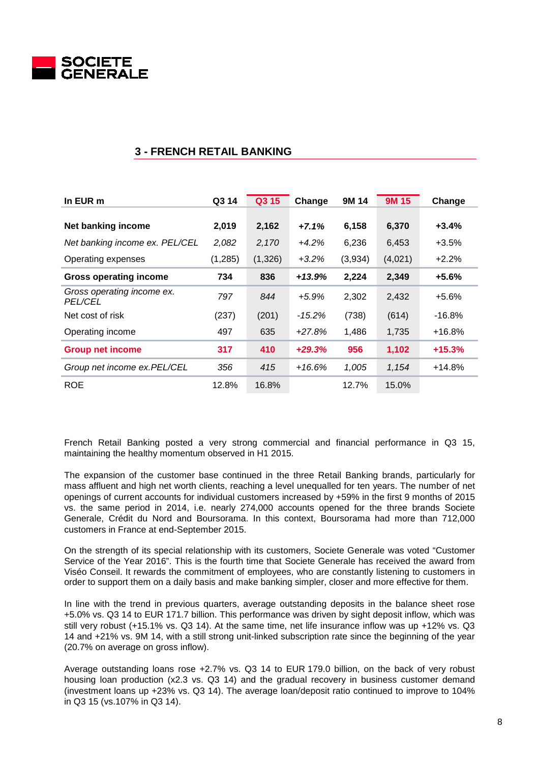## 3 - FRENCH RETAIL BANKING

| In EUR m | Q3 14 | Q3 15 | Change | 9M 14 | 9M 15 | Change |
|---|---|---|---|---|---|---|
| **Net banking income** | **2,019** | **2,162** | ***+7.1%*** | **6,158** | **6,370** | **+3.4%** |
| *Net banking income ex. PEL/CEL* | *2,082* | *2,170* | *+4.2%* | 6,236 | 6,453 | +3.5% |
| Operating expenses | (1,285) | (1,326) | *+3.2%* | (3,934) | (4,021) | +2.2% |
| **Gross operating income** | **734** | **836** | ***+13.9%*** | **2,224** | **2,349** | **+5.6%** |
| *Gross operating income ex. PEL/CEL* | *797* | *844* | *+5.9%* | 2,302 | 2,432 | +5.6% |
| Net cost of risk | (237) | (201) | *-15.2%* | (738) | (614) | -16.8% |
| Operating income | 497 | 635 | *+27.8%* | 1,486 | 1,735 | +16.8% |
| **Group net income** | **317** | **410** | ***+29.3%*** | **956** | **1,102** | **+15.3%** |
| *Group net income ex.PEL/CEL* | *356* | *415* | *+16.6%* | *1,005* | *1,154* | +14.8% |
| ROE | 12.8% | 16.8% | | 12.7% | 15.0% | |

French Retail Banking posted a very strong commercial and financial performance in Q3 15, maintaining the healthy momentum observed in H1 2015.

The expansion of the customer base continued in the three Retail Banking brands, particularly for mass affluent and high net worth clients, reaching a level unequalled for ten years. The number of net openings of current accounts for individual customers increased by +59% in the first 9 months of 2015 vs. the same period in 2014, i.e. nearly 274,000 accounts opened for the three brands Societe Generale, Crédit du Nord and Boursorama. In this context, Boursorama had more than 712,000 customers in France at end-September 2015.

On the strength of its special relationship with its customers, Societe Generale was voted "Customer Service of the Year 2016". This is the fourth time that Societe Generale has received the award from Viséo Conseil. It rewards the commitment of employees, who are constantly listening to customers in order to support them on a daily basis and make banking simpler, closer and more effective for them.

In line with the trend in previous quarters, average outstanding deposits in the balance sheet rose +5.0% vs. Q3 14 to EUR 171.7 billion. This performance was driven by sight deposit inflow, which was still very robust (+15.1% vs. Q3 14). At the same time, net life insurance inflow was up +12% vs. Q3 14 and +21% vs. 9M 14, with a still strong unit-linked subscription rate since the beginning of the year (20.7% on average on gross inflow).

Average outstanding loans rose +2.7% vs. Q3 14 to EUR 179.0 billion, on the back of very robust housing loan production (x2.3 vs. Q3 14) and the gradual recovery in business customer demand (investment loans up +23% vs. Q3 14). The average loan/deposit ratio continued to improve to 104% in Q3 15 (vs.107% in Q3 14).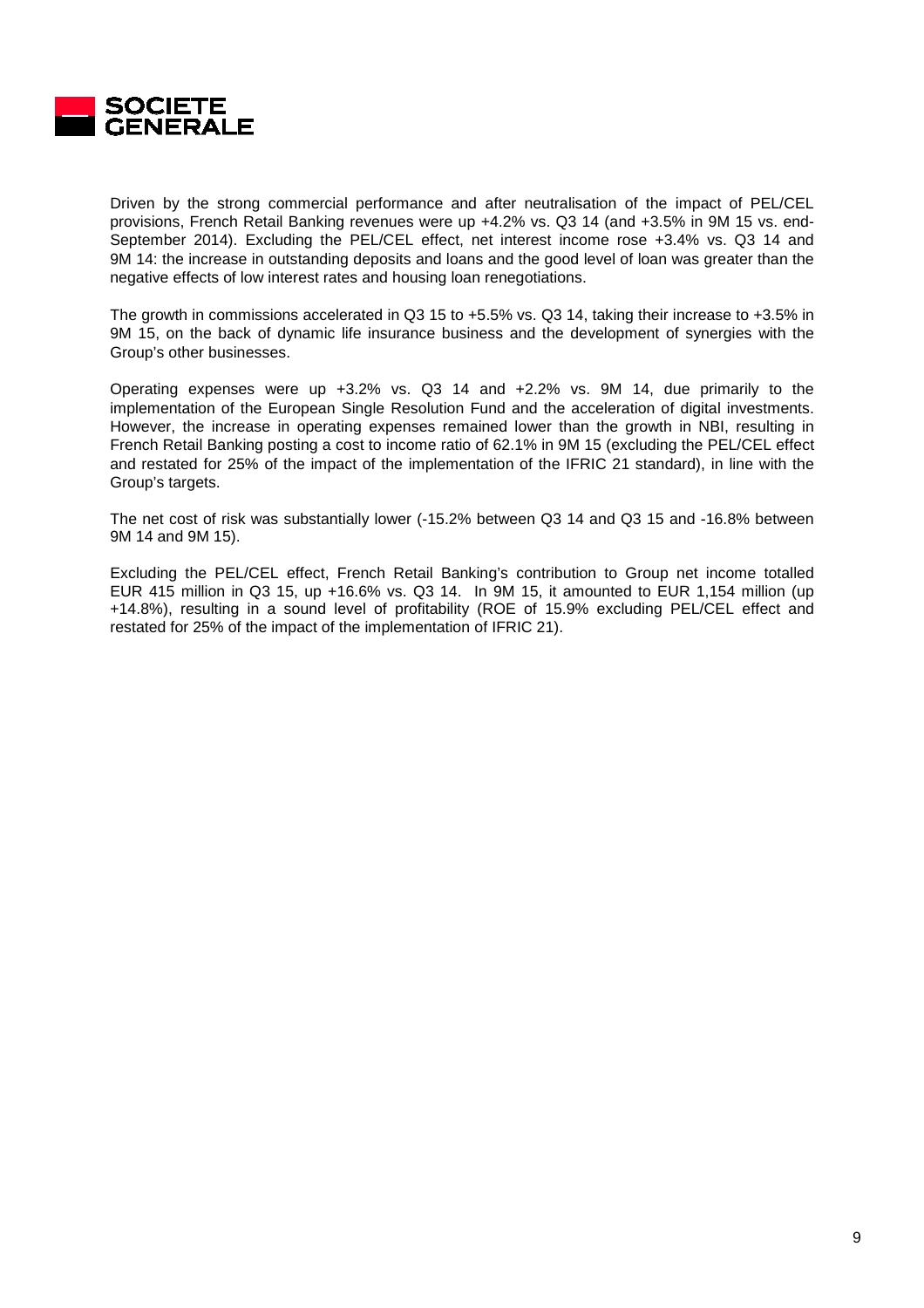Driven by the strong commercial performance and after neutralisation of the impact of PEL/CEL provisions, French Retail Banking revenues were up +4.2% vs. Q3 14 (and +3.5% in 9M 15 vs. end-September 2014). Excluding the PEL/CEL effect, net interest income rose +3.4% vs. Q3 14 and 9M 14: the increase in outstanding deposits and loans and the good level of loan was greater than the negative effects of low interest rates and housing loan renegotiations.

The growth in commissions accelerated in Q3 15 to +5.5% vs. Q3 14, taking their increase to +3.5% in 9M 15, on the back of dynamic life insurance business and the development of synergies with the Group's other businesses.

Operating expenses were up +3.2% vs. Q3 14 and +2.2% vs. 9M 14, due primarily to the implementation of the European Single Resolution Fund and the acceleration of digital investments. However, the increase in operating expenses remained lower than the growth in NBI, resulting in French Retail Banking posting a cost to income ratio of 62.1% in 9M 15 (excluding the PEL/CEL effect and restated for 25% of the impact of the implementation of the IFRIC 21 standard), in line with the Group's targets.

The net cost of risk was substantially lower (-15.2% between Q3 14 and Q3 15 and -16.8% between 9M 14 and 9M 15).

Excluding the PEL/CEL effect, French Retail Banking's contribution to Group net income totalled EUR 415 million in Q3 15, up +16.6% vs. Q3 14. In 9M 15, it amounted to EUR 1,154 million (up +14.8%), resulting in a sound level of profitability (ROE of 15.9% excluding PEL/CEL effect and restated for 25% of the impact of the implementation of IFRIC 21).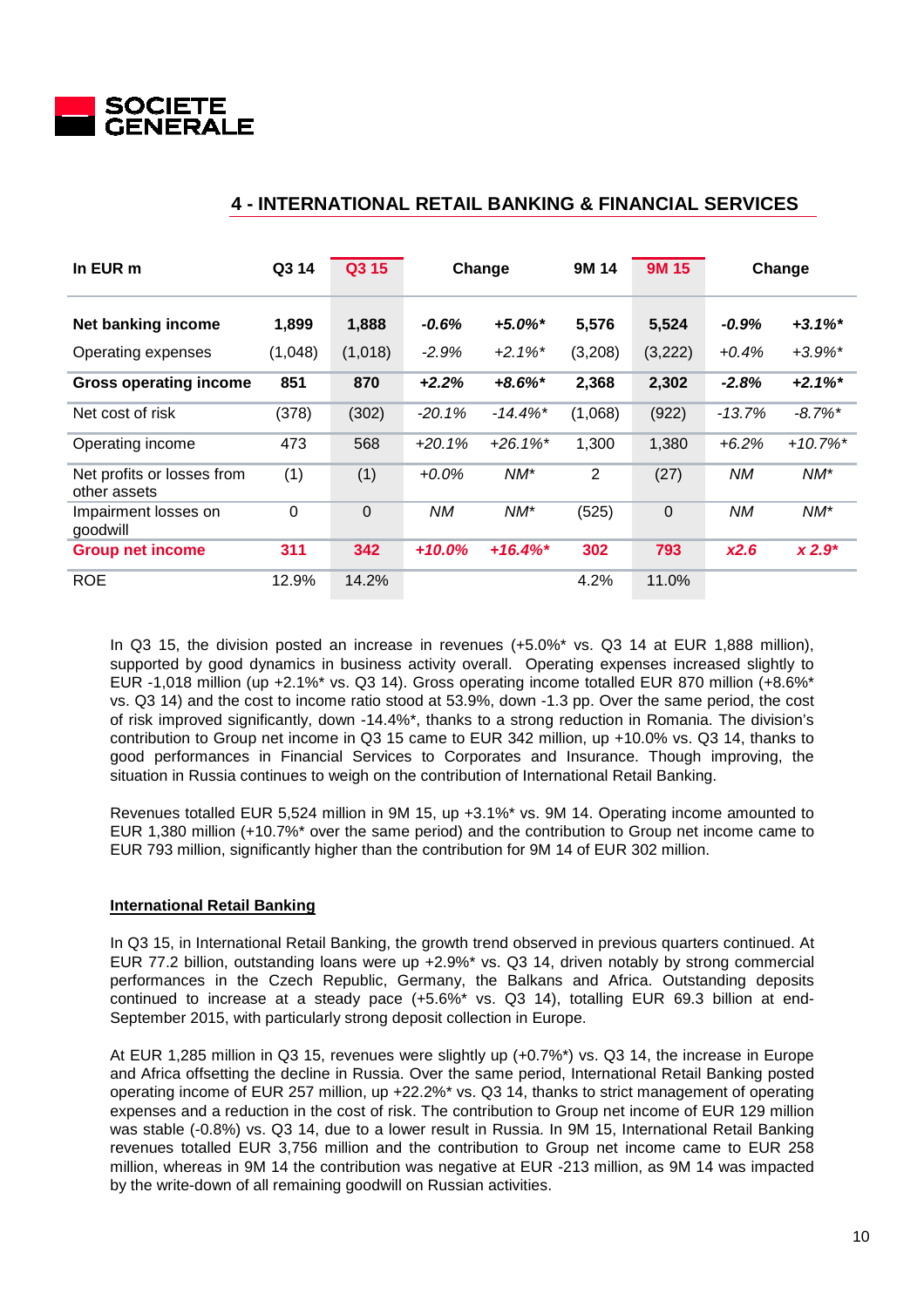## 4 - INTERNATIONAL RETAIL BANKING & FINANCIAL SERVICES

| In EUR m | Q3 14 | Q3 15 | Change | | 9M 14 | 9M 15 | Change | |
|---|---|---|---|---|---|---|---|---|
| **Net banking income** | **1,899** | **1,888** | ***-0.6%*** | ***+5.0%**** | **5,576** | **5,524** | ***-0.9%*** | ***+3.1%**** |
| Operating expenses | (1,048) | (1,018) | *-2.9%* | *+2.1%** | (3,208) | (3,222) | *+0.4%* | *+3.9%** |
| **Gross operating income** | **851** | **870** | ***+2.2%*** | ***+8.6%**** | **2,368** | **2,302** | ***-2.8%*** | ***+2.1%**** |
| Net cost of risk | (378) | (302) | *-20.1%* | *-14.4%** | (1,068) | (922) | *-13.7%* | *-8.7%** |
| Operating income | 473 | 568 | *+20.1%* | *+26.1%** | 1,300 | 1,380 | *+6.2%* | *+10.7%** |
| Net profits or losses from other assets | (1) | (1) | *+0.0%* | *NM** | 2 | (27) | *NM* | *NM** |
| Impairment losses on goodwill | 0 | 0 | *NM* | *NM** | (525) | 0 | *NM* | *NM** |
| **Group net income** | **311** | **342** | ***+10.0%*** | ***+16.4%**** | **302** | **793** | ***x2.6*** | ***x 2.9**** |
| ROE | 12.9% | 14.2% | | | 4.2% | 11.0% | | |

In Q3 15, the division posted an increase in revenues (+5.0%* vs. Q3 14 at EUR 1,888 million), supported by good dynamics in business activity overall. Operating expenses increased slightly to EUR -1,018 million (up +2.1%* vs. Q3 14). Gross operating income totalled EUR 870 million (+8.6%* vs. Q3 14) and the cost to income ratio stood at 53.9%, down -1.3 pp. Over the same period, the cost of risk improved significantly, down -14.4%*, thanks to a strong reduction in Romania. The division's contribution to Group net income in Q3 15 came to EUR 342 million, up +10.0% vs. Q3 14, thanks to good performances in Financial Services to Corporates and Insurance. Though improving, the situation in Russia continues to weigh on the contribution of International Retail Banking.

Revenues totalled EUR 5,524 million in 9M 15, up +3.1%* vs. 9M 14. Operating income amounted to EUR 1,380 million (+10.7%* over the same period) and the contribution to Group net income came to EUR 793 million, significantly higher than the contribution for 9M 14 of EUR 302 million.

### International Retail Banking

In Q3 15, in International Retail Banking, the growth trend observed in previous quarters continued. At EUR 77.2 billion, outstanding loans were up +2.9%* vs. Q3 14, driven notably by strong commercial performances in the Czech Republic, Germany, the Balkans and Africa. Outstanding deposits continued to increase at a steady pace (+5.6%* vs. Q3 14), totalling EUR 69.3 billion at end-September 2015, with particularly strong deposit collection in Europe.

At EUR 1,285 million in Q3 15, revenues were slightly up (+0.7%*) vs. Q3 14, the increase in Europe and Africa offsetting the decline in Russia. Over the same period, International Retail Banking posted operating income of EUR 257 million, up +22.2%* vs. Q3 14, thanks to strict management of operating expenses and a reduction in the cost of risk. The contribution to Group net income of EUR 129 million was stable (-0.8%) vs. Q3 14, due to a lower result in Russia. In 9M 15, International Retail Banking revenues totalled EUR 3,756 million and the contribution to Group net income came to EUR 258 million, whereas in 9M 14 the contribution was negative at EUR -213 million, as 9M 14 was impacted by the write-down of all remaining goodwill on Russian activities.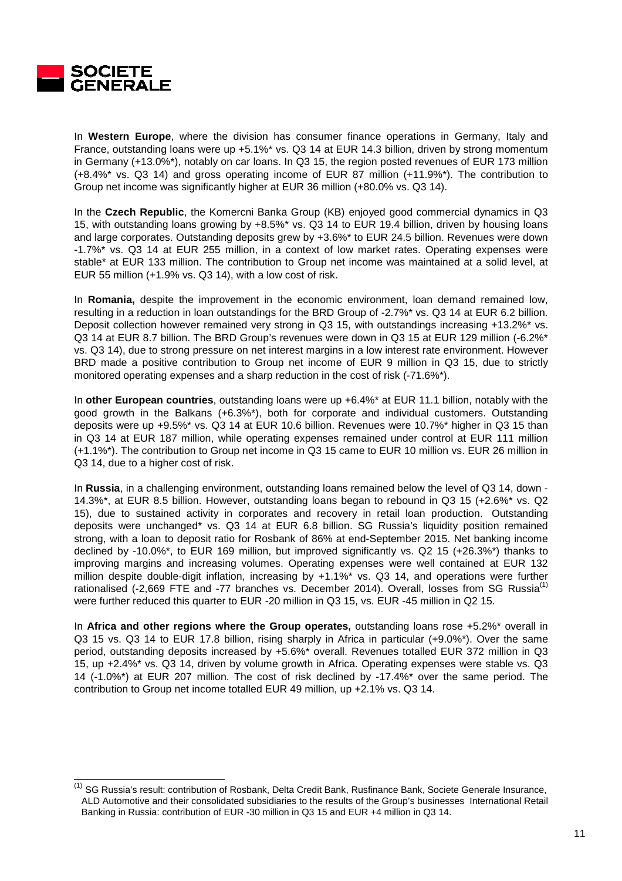In **Western Europe**, where the division has consumer finance operations in Germany, Italy and France, outstanding loans were up +5.1%* vs. Q3 14 at EUR 14.3 billion, driven by strong momentum in Germany (+13.0%*), notably on car loans. In Q3 15, the region posted revenues of EUR 173 million (+8.4%* vs. Q3 14) and gross operating income of EUR 87 million (+11.9%*). The contribution to Group net income was significantly higher at EUR 36 million (+80.0% vs. Q3 14).

In the **Czech Republic**, the Komercni Banka Group (KB) enjoyed good commercial dynamics in Q3 15, with outstanding loans growing by +8.5%* vs. Q3 14 to EUR 19.4 billion, driven by housing loans and large corporates. Outstanding deposits grew by +3.6%* to EUR 24.5 billion. Revenues were down -1.7%* vs. Q3 14 at EUR 255 million, in a context of low market rates. Operating expenses were stable* at EUR 133 million. The contribution to Group net income was maintained at a solid level, at EUR 55 million (+1.9% vs. Q3 14), with a low cost of risk.

In **Romania,** despite the improvement in the economic environment, loan demand remained low, resulting in a reduction in loan outstandings for the BRD Group of -2.7%* vs. Q3 14 at EUR 6.2 billion. Deposit collection however remained very strong in Q3 15, with outstandings increasing +13.2%* vs. Q3 14 at EUR 8.7 billion. The BRD Group's revenues were down in Q3 15 at EUR 129 million (-6.2%* vs. Q3 14), due to strong pressure on net interest margins in a low interest rate environment. However BRD made a positive contribution to Group net income of EUR 9 million in Q3 15, due to strictly monitored operating expenses and a sharp reduction in the cost of risk (-71.6%*).

In **other European countries**, outstanding loans were up +6.4%* at EUR 11.1 billion, notably with the good growth in the Balkans (+6.3%*), both for corporate and individual customers. Outstanding deposits were up +9.5%* vs. Q3 14 at EUR 10.6 billion. Revenues were 10.7%* higher in Q3 15 than in Q3 14 at EUR 187 million, while operating expenses remained under control at EUR 111 million (+1.1%*). The contribution to Group net income in Q3 15 came to EUR 10 million vs. EUR 26 million in Q3 14, due to a higher cost of risk.

In **Russia**, in a challenging environment, outstanding loans remained below the level of Q3 14, down -14.3%*, at EUR 8.5 billion. However, outstanding loans began to rebound in Q3 15 (+2.6%* vs. Q2 15), due to sustained activity in corporates and recovery in retail loan production. Outstanding deposits were unchanged* vs. Q3 14 at EUR 6.8 billion. SG Russia's liquidity position remained strong, with a loan to deposit ratio for Rosbank of 86% at end-September 2015. Net banking income declined by -10.0%*, to EUR 169 million, but improved significantly vs. Q2 15 (+26.3%*) thanks to improving margins and increasing volumes. Operating expenses were well contained at EUR 132 million despite double-digit inflation, increasing by +1.1%* vs. Q3 14, and operations were further rationalised (-2,669 FTE and -77 branches vs. December 2014). Overall, losses from SG Russia[1] were further reduced this quarter to EUR -20 million in Q3 15, vs. EUR -45 million in Q2 15.

In **Africa and other regions where the Group operates,** outstanding loans rose +5.2%* overall in Q3 15 vs. Q3 14 to EUR 17.8 billion, rising sharply in Africa in particular (+9.0%*). Over the same period, outstanding deposits increased by +5.6%* overall. Revenues totalled EUR 372 million in Q3 15, up +2.4%* vs. Q3 14, driven by volume growth in Africa. Operating expenses were stable vs. Q3 14 (-1.0%*) at EUR 207 million. The cost of risk declined by -17.4%* over the same period. The contribution to Group net income totalled EUR 49 million, up +2.1% vs. Q3 14.

---

[1] SG Russia's result: contribution of Rosbank, Delta Credit Bank, Rusfinance Bank, Societe Generale Insurance, ALD Automotive and their consolidated subsidiaries to the results of the Group's businesses International Retail Banking in Russia: contribution of EUR -30 million in Q3 15 and EUR +4 million in Q3 14.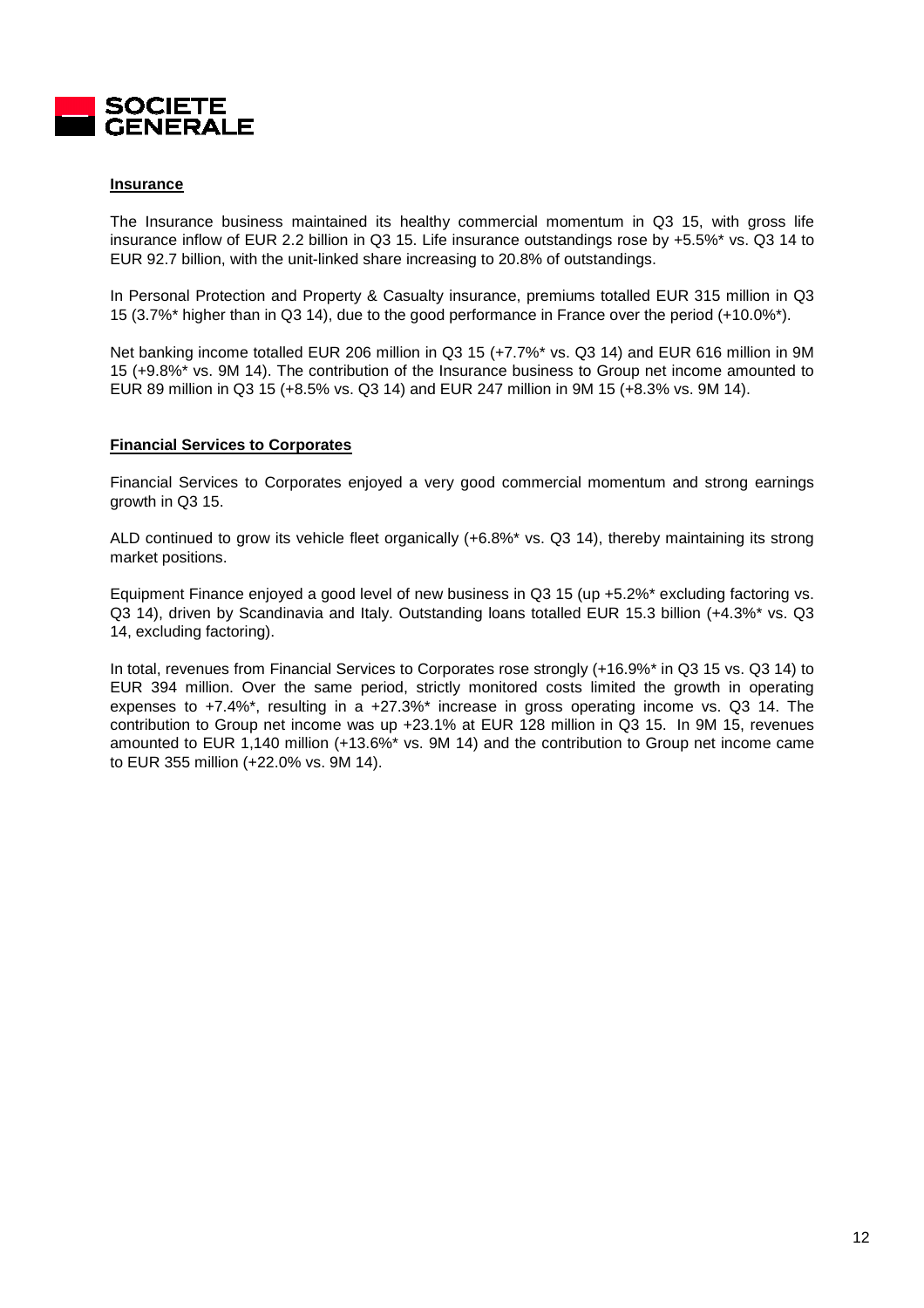**Insurance**

The Insurance business maintained its healthy commercial momentum in Q3 15, with gross life insurance inflow of EUR 2.2 billion in Q3 15. Life insurance outstandings rose by +5.5%* vs. Q3 14 to EUR 92.7 billion, with the unit-linked share increasing to 20.8% of outstandings.

In Personal Protection and Property & Casualty insurance, premiums totalled EUR 315 million in Q3 15 (3.7%* higher than in Q3 14), due to the good performance in France over the period (+10.0%*).

Net banking income totalled EUR 206 million in Q3 15 (+7.7%* vs. Q3 14) and EUR 616 million in 9M 15 (+9.8%* vs. 9M 14). The contribution of the Insurance business to Group net income amounted to EUR 89 million in Q3 15 (+8.5% vs. Q3 14) and EUR 247 million in 9M 15 (+8.3% vs. 9M 14).

**Financial Services to Corporates**

Financial Services to Corporates enjoyed a very good commercial momentum and strong earnings growth in Q3 15.

ALD continued to grow its vehicle fleet organically (+6.8%* vs. Q3 14), thereby maintaining its strong market positions.

Equipment Finance enjoyed a good level of new business in Q3 15 (up +5.2%* excluding factoring vs. Q3 14), driven by Scandinavia and Italy. Outstanding loans totalled EUR 15.3 billion (+4.3%* vs. Q3 14, excluding factoring).

In total, revenues from Financial Services to Corporates rose strongly (+16.9%* in Q3 15 vs. Q3 14) to EUR 394 million. Over the same period, strictly monitored costs limited the growth in operating expenses to +7.4%*, resulting in a +27.3%* increase in gross operating income vs. Q3 14. The contribution to Group net income was up +23.1% at EUR 128 million in Q3 15. In 9M 15, revenues amounted to EUR 1,140 million (+13.6%* vs. 9M 14) and the contribution to Group net income came to EUR 355 million (+22.0% vs. 9M 14).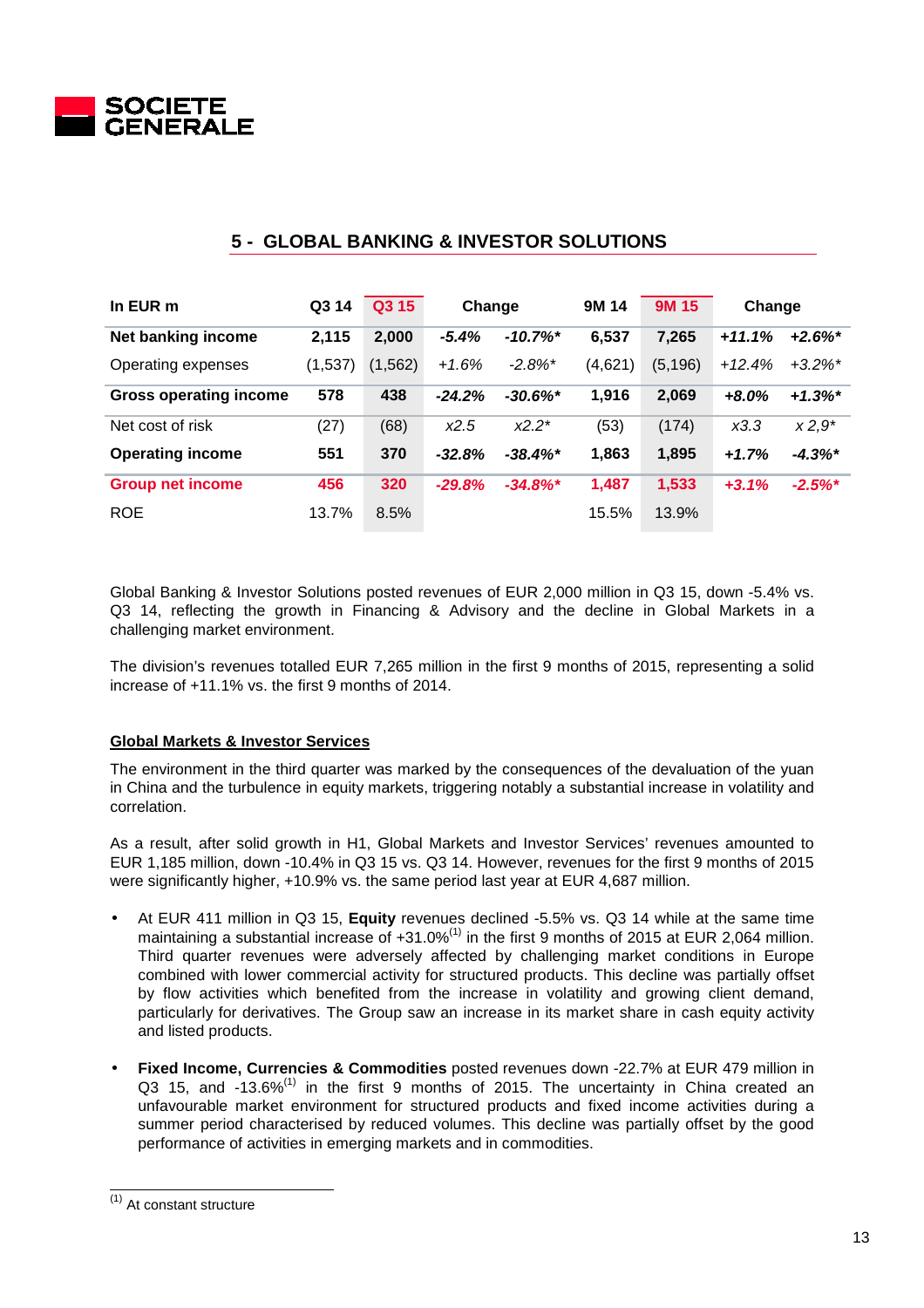## 5 - GLOBAL BANKING & INVESTOR SOLUTIONS

| In EUR m | Q3 14 | Q3 15 | Change | | 9M 14 | 9M 15 | Change | |
|---|---|---|---|---|---|---|---|---|
| **Net banking income** | **2,115** | **2,000** | *-5.4%* | *-10.7%\** | **6,537** | **7,265** | *+11.1%* | *+2.6%\** |
| Operating expenses | (1,537) | (1,562) | *+1.6%* | *-2.8%\** | (4,621) | (5,196) | *+12.4%* | *+3.2%\** |
| **Gross operating income** | **578** | **438** | *-24.2%* | *-30.6%\** | **1,916** | **2,069** | *+8.0%* | *+1.3%\** |
| Net cost of risk | (27) | (68) | *x2.5* | *x2.2\** | (53) | (174) | *x3.3* | *x 2,9\** |
| **Operating income** | **551** | **370** | *-32.8%* | *-38.4%\** | **1,863** | **1,895** | *+1.7%* | *-4.3%\** |
| **Group net income** | **456** | **320** | *-29.8%* | *-34.8%\** | **1,487** | **1,533** | *+3.1%* | *-2.5%\** |
| ROE | 13.7% | 8.5% | | | 15.5% | 13.9% | | |

Global Banking & Investor Solutions posted revenues of EUR 2,000 million in Q3 15, down -5.4% vs. Q3 14, reflecting the growth in Financing & Advisory and the decline in Global Markets in a challenging market environment.

The division's revenues totalled EUR 7,265 million in the first 9 months of 2015, representing a solid increase of +11.1% vs. the first 9 months of 2014.

**Global Markets & Investor Services**

The environment in the third quarter was marked by the consequences of the devaluation of the yuan in China and the turbulence in equity markets, triggering notably a substantial increase in volatility and correlation.

As a result, after solid growth in H1, Global Markets and Investor Services' revenues amounted to EUR 1,185 million, down -10.4% in Q3 15 vs. Q3 14. However, revenues for the first 9 months of 2015 were significantly higher, +10.9% vs. the same period last year at EUR 4,687 million.

- At EUR 411 million in Q3 15, **Equity** revenues declined -5.5% vs. Q3 14 while at the same time maintaining a substantial increase of +31.0%[1] in the first 9 months of 2015 at EUR 2,064 million. Third quarter revenues were adversely affected by challenging market conditions in Europe combined with lower commercial activity for structured products. This decline was partially offset by flow activities which benefited from the increase in volatility and growing client demand, particularly for derivatives. The Group saw an increase in its market share in cash equity activity and listed products.

- **Fixed Income, Currencies & Commodities** posted revenues down -22.7% at EUR 479 million in Q3 15, and -13.6%[1] in the first 9 months of 2015. The uncertainty in China created an unfavourable market environment for structured products and fixed income activities during a summer period characterised by reduced volumes. This decline was partially offset by the good performance of activities in emerging markets and in commodities.

(1) At constant structure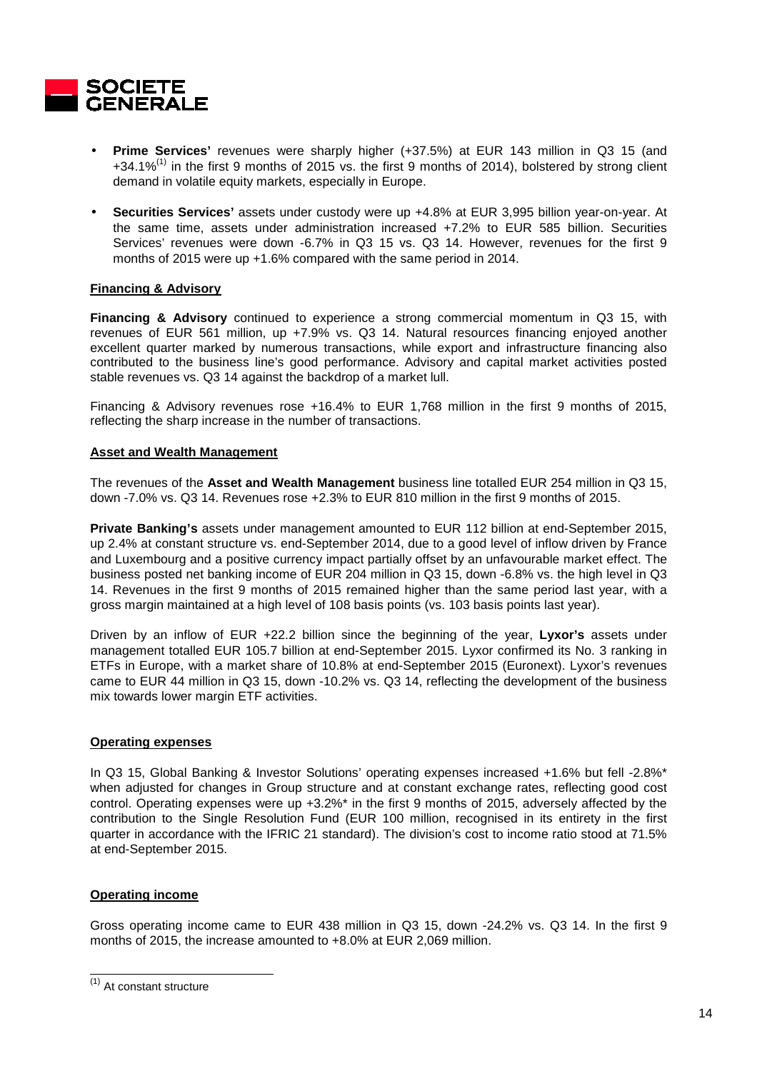- **Prime Services'** revenues were sharply higher (+37.5%) at EUR 143 million in Q3 15 (and +34.1%[1] in the first 9 months of 2015 vs. the first 9 months of 2014), bolstered by strong client demand in volatile equity markets, especially in Europe.
- **Securities Services'** assets under custody were up +4.8% at EUR 3,995 billion year-on-year. At the same time, assets under administration increased +7.2% to EUR 585 billion. Securities Services' revenues were down -6.7% in Q3 15 vs. Q3 14. However, revenues for the first 9 months of 2015 were up +1.6% compared with the same period in 2014.

**Financing & Advisory**

**Financing & Advisory** continued to experience a strong commercial momentum in Q3 15, with revenues of EUR 561 million, up +7.9% vs. Q3 14. Natural resources financing enjoyed another excellent quarter marked by numerous transactions, while export and infrastructure financing also contributed to the business line's good performance. Advisory and capital market activities posted stable revenues vs. Q3 14 against the backdrop of a market lull.

Financing & Advisory revenues rose +16.4% to EUR 1,768 million in the first 9 months of 2015, reflecting the sharp increase in the number of transactions.

**Asset and Wealth Management**

The revenues of the **Asset and Wealth Management** business line totalled EUR 254 million in Q3 15, down -7.0% vs. Q3 14. Revenues rose +2.3% to EUR 810 million in the first 9 months of 2015.

**Private Banking's** assets under management amounted to EUR 112 billion at end-September 2015, up 2.4% at constant structure vs. end-September 2014, due to a good level of inflow driven by France and Luxembourg and a positive currency impact partially offset by an unfavourable market effect. The business posted net banking income of EUR 204 million in Q3 15, down -6.8% vs. the high level in Q3 14. Revenues in the first 9 months of 2015 remained higher than the same period last year, with a gross margin maintained at a high level of 108 basis points (vs. 103 basis points last year).

Driven by an inflow of EUR +22.2 billion since the beginning of the year, **Lyxor's** assets under management totalled EUR 105.7 billion at end-September 2015. Lyxor confirmed its No. 3 ranking in ETFs in Europe, with a market share of 10.8% at end-September 2015 (Euronext). Lyxor's revenues came to EUR 44 million in Q3 15, down -10.2% vs. Q3 14, reflecting the development of the business mix towards lower margin ETF activities.

**Operating expenses**

In Q3 15, Global Banking & Investor Solutions' operating expenses increased +1.6% but fell -2.8%* when adjusted for changes in Group structure and at constant exchange rates, reflecting good cost control. Operating expenses were up +3.2%* in the first 9 months of 2015, adversely affected by the contribution to the Single Resolution Fund (EUR 100 million, recognised in its entirety in the first quarter in accordance with the IFRIC 21 standard). The division's cost to income ratio stood at 71.5% at end-September 2015.

**Operating income**

Gross operating income came to EUR 438 million in Q3 15, down -24.2% vs. Q3 14. In the first 9 months of 2015, the increase amounted to +8.0% at EUR 2,069 million.

---

[1] At constant structure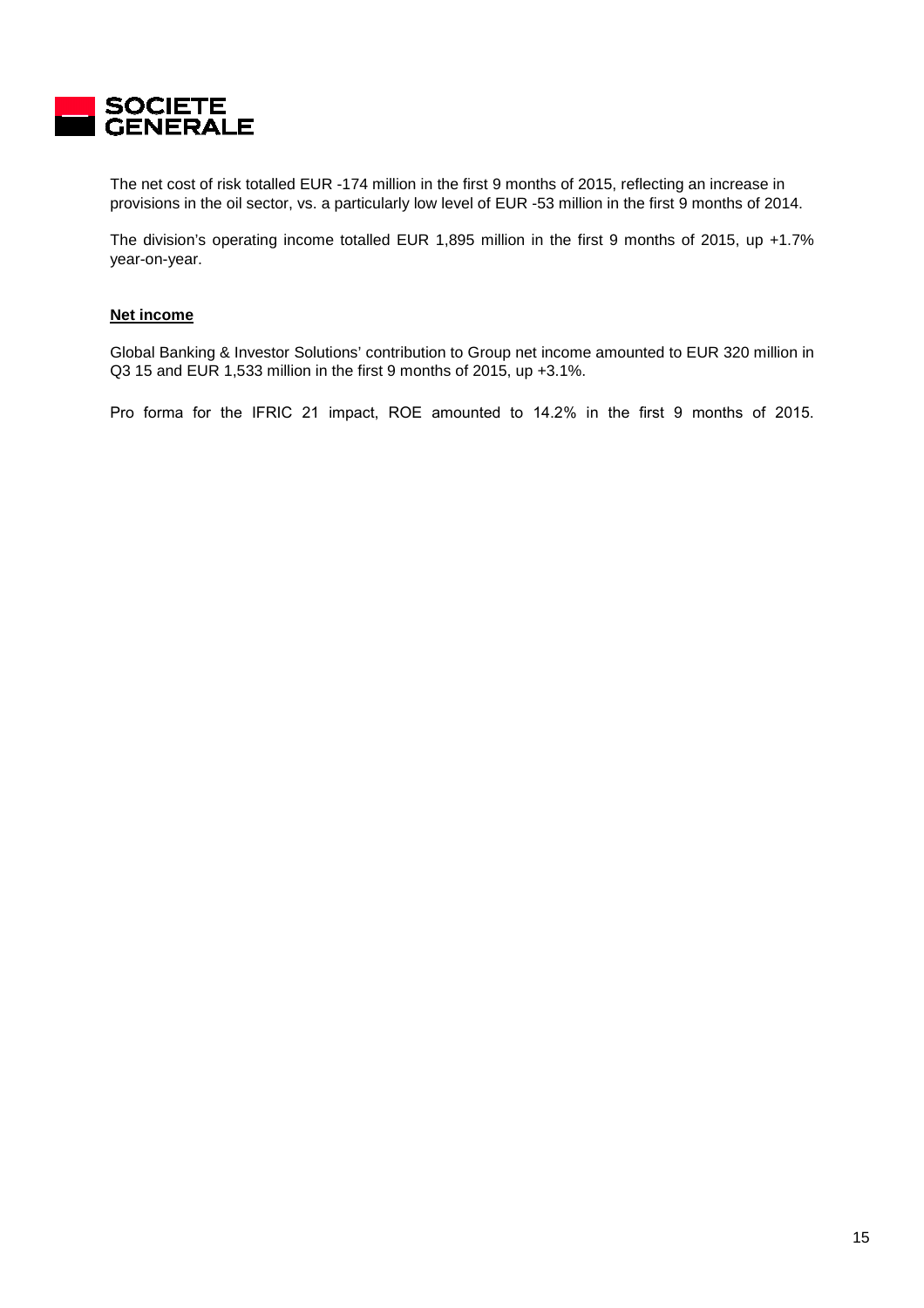The net cost of risk totalled EUR -174 million in the first 9 months of 2015, reflecting an increase in provisions in the oil sector, vs. a particularly low level of EUR -53 million in the first 9 months of 2014.

The division's operating income totalled EUR 1,895 million in the first 9 months of 2015, up +1.7% year-on-year.

**Net income**

Global Banking & Investor Solutions' contribution to Group net income amounted to EUR 320 million in Q3 15 and EUR 1,533 million in the first 9 months of 2015, up +3.1%.

Pro forma for the IFRIC 21 impact, ROE amounted to 14.2% in the first 9 months of 2015.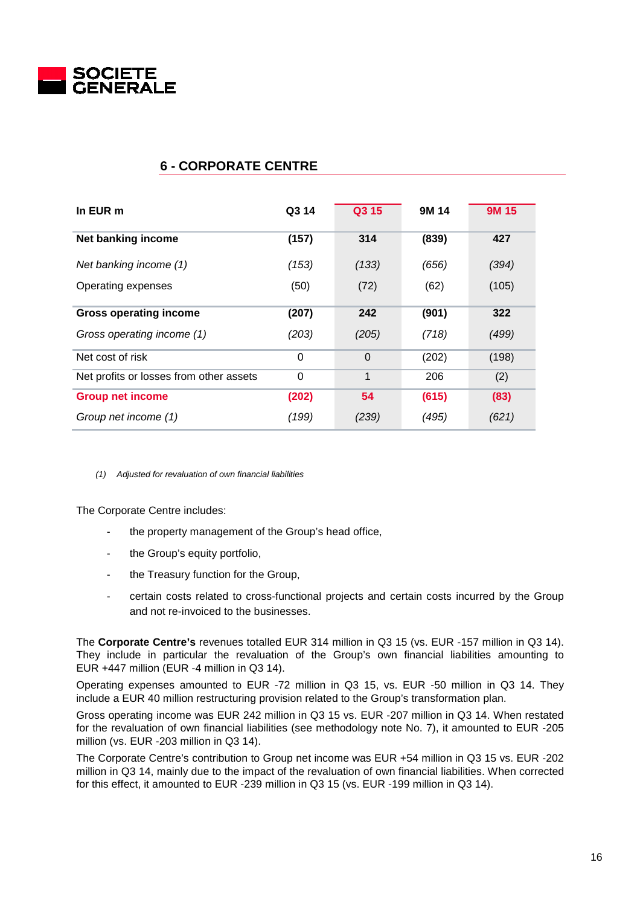## 6 - CORPORATE CENTRE

| In EUR m | Q3 14 | Q3 15 | 9M 14 | 9M 15 |
|---|---|---|---|---|
| **Net banking income** | **(157)** | **314** | **(839)** | **427** |
| *Net banking income (1)* | *(153)* | *(133)* | *(656)* | *(394)* |
| Operating expenses | (50) | (72) | (62) | (105) |
| **Gross operating income** | **(207)** | **242** | **(901)** | **322** |
| *Gross operating income (1)* | *(203)* | *(205)* | *(718)* | *(499)* |
| Net cost of risk | 0 | 0 | (202) | (198) |
| Net profits or losses from other assets | 0 | 1 | 206 | (2) |
| **Group net income** | **(202)** | **54** | **(615)** | **(83)** |
| *Group net income (1)* | *(199)* | *(239)* | *(495)* | *(621)* |

*(1) Adjusted for revaluation of own financial liabilities*

The Corporate Centre includes:

- the property management of the Group's head office,
- the Group's equity portfolio,
- the Treasury function for the Group,
- certain costs related to cross-functional projects and certain costs incurred by the Group and not re-invoiced to the businesses.

The **Corporate Centre's** revenues totalled EUR 314 million in Q3 15 (vs. EUR -157 million in Q3 14). They include in particular the revaluation of the Group's own financial liabilities amounting to EUR +447 million (EUR -4 million in Q3 14).

Operating expenses amounted to EUR -72 million in Q3 15, vs. EUR -50 million in Q3 14. They include a EUR 40 million restructuring provision related to the Group's transformation plan.

Gross operating income was EUR 242 million in Q3 15 vs. EUR -207 million in Q3 14. When restated for the revaluation of own financial liabilities (see methodology note No. 7), it amounted to EUR -205 million (vs. EUR -203 million in Q3 14).

The Corporate Centre's contribution to Group net income was EUR +54 million in Q3 15 vs. EUR -202 million in Q3 14, mainly due to the impact of the revaluation of own financial liabilities. When corrected for this effect, it amounted to EUR -239 million in Q3 15 (vs. EUR -199 million in Q3 14).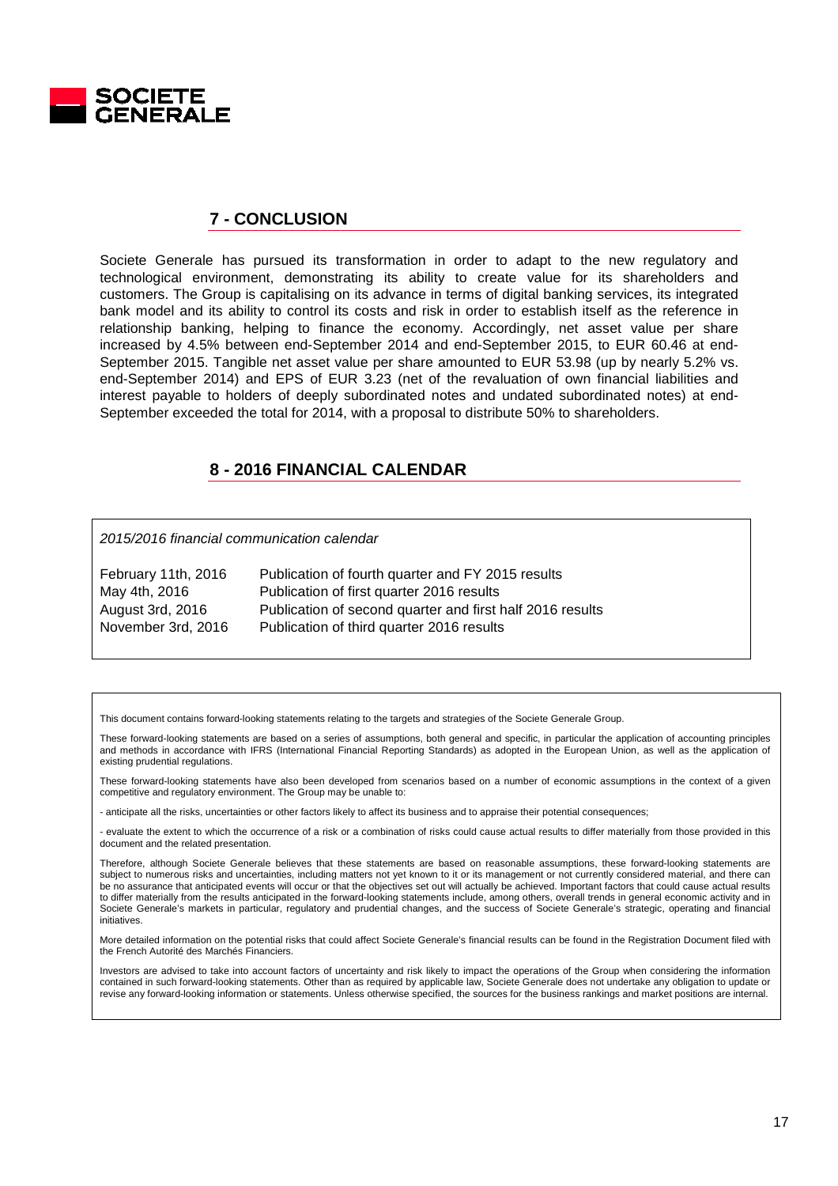## 7 - CONCLUSION

Societe Generale has pursued its transformation in order to adapt to the new regulatory and technological environment, demonstrating its ability to create value for its shareholders and customers. The Group is capitalising on its advance in terms of digital banking services, its integrated bank model and its ability to control its costs and risk in order to establish itself as the reference in relationship banking, helping to finance the economy. Accordingly, net asset value per share increased by 4.5% between end-September 2014 and end-September 2015, to EUR 60.46 at end-September 2015. Tangible net asset value per share amounted to EUR 53.98 (up by nearly 5.2% vs. end-September 2014) and EPS of EUR 3.23 (net of the revaluation of own financial liabilities and interest payable to holders of deeply subordinated notes and undated subordinated notes) at end-September exceeded the total for 2014, with a proposal to distribute 50% to shareholders.

## 8 - 2016 FINANCIAL CALENDAR

*2015/2016 financial communication calendar*

| | |
|---|---|
| February 11th, 2016 | Publication of fourth quarter and FY 2015 results |
| May 4th, 2016 | Publication of first quarter 2016 results |
| August 3rd, 2016 | Publication of second quarter and first half 2016 results |
| November 3rd, 2016 | Publication of third quarter 2016 results |

This document contains forward-looking statements relating to the targets and strategies of the Societe Generale Group.

These forward-looking statements are based on a series of assumptions, both general and specific, in particular the application of accounting principles and methods in accordance with IFRS (International Financial Reporting Standards) as adopted in the European Union, as well as the application of existing prudential regulations.

These forward-looking statements have also been developed from scenarios based on a number of economic assumptions in the context of a given competitive and regulatory environment. The Group may be unable to:

- anticipate all the risks, uncertainties or other factors likely to affect its business and to appraise their potential consequences;

- evaluate the extent to which the occurrence of a risk or a combination of risks could cause actual results to differ materially from those provided in this document and the related presentation.

Therefore, although Societe Generale believes that these statements are based on reasonable assumptions, these forward-looking statements are subject to numerous risks and uncertainties, including matters not yet known to it or its management or not currently considered material, and there can be no assurance that anticipated events will occur or that the objectives set out will actually be achieved. Important factors that could cause actual results to differ materially from the results anticipated in the forward-looking statements include, among others, overall trends in general economic activity and in Societe Generale's markets in particular, regulatory and prudential changes, and the success of Societe Generale's strategic, operating and financial initiatives.

More detailed information on the potential risks that could affect Societe Generale's financial results can be found in the Registration Document filed with the French Autorité des Marchés Financiers.

Investors are advised to take into account factors of uncertainty and risk likely to impact the operations of the Group when considering the information contained in such forward-looking statements. Other than as required by applicable law, Societe Generale does not undertake any obligation to update or revise any forward-looking information or statements. Unless otherwise specified, the sources for the business rankings and market positions are internal.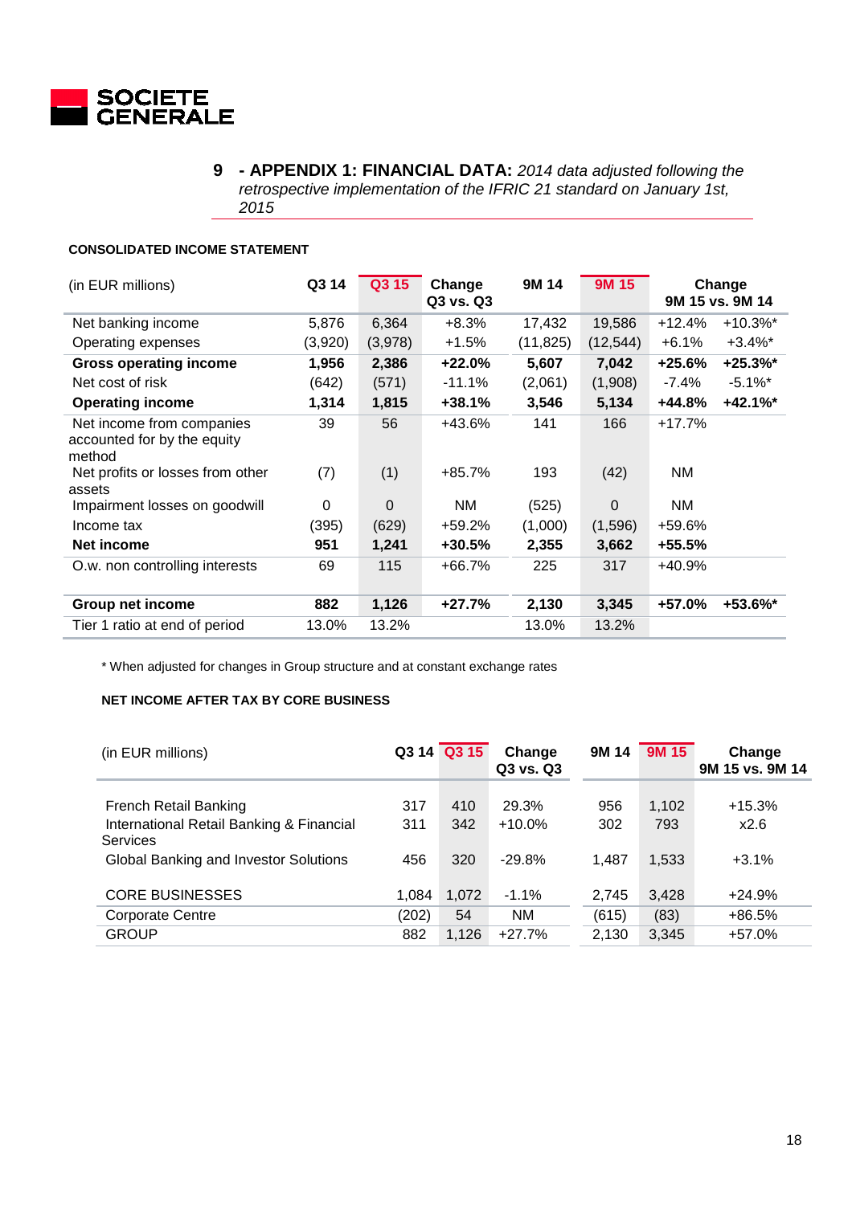SOCIETE GENERALE

## 9 - APPENDIX 1: FINANCIAL DATA: *2014 data adjusted following the retrospective implementation of the IFRIC 21 standard on January 1st, 2015*

### CONSOLIDATED INCOME STATEMENT

| (in EUR millions) | Q3 14 | Q3 15 | Change Q3 vs. Q3 | 9M 14 | 9M 15 | Change 9M 15 vs. 9M 14 | |
|---|---|---|---|---|---|---|---|
| Net banking income | 5,876 | 6,364 | +8.3% | 17,432 | 19,586 | +12.4% | +10.3%* |
| Operating expenses | (3,920) | (3,978) | +1.5% | (11,825) | (12,544) | +6.1% | +3.4%* |
| **Gross operating income** | **1,956** | **2,386** | **+22.0%** | **5,607** | **7,042** | **+25.6%** | **+25.3%*** |
| Net cost of risk | (642) | (571) | -11.1% | (2,061) | (1,908) | -7.4% | -5.1%* |
| **Operating income** | **1,314** | **1,815** | **+38.1%** | **3,546** | **5,134** | **+44.8%** | **+42.1%*** |
| Net income from companies accounted for by the equity method | 39 | 56 | +43.6% | 141 | 166 | +17.7% | |
| Net profits or losses from other assets | (7) | (1) | +85.7% | 193 | (42) | NM | |
| Impairment losses on goodwill | 0 | 0 | NM | (525) | 0 | NM | |
| Income tax | (395) | (629) | +59.2% | (1,000) | (1,596) | +59.6% | |
| **Net income** | **951** | **1,241** | **+30.5%** | **2,355** | **3,662** | **+55.5%** | |
| O.w. non controlling interests | 69 | 115 | +66.7% | 225 | 317 | +40.9% | |
| **Group net income** | **882** | **1,126** | **+27.7%** | **2,130** | **3,345** | **+57.0%** | **+53.6%*** |
| Tier 1 ratio at end of period | 13.0% | 13.2% | | 13.0% | 13.2% | | |

\* When adjusted for changes in Group structure and at constant exchange rates

### NET INCOME AFTER TAX BY CORE BUSINESS

| (in EUR millions) | Q3 14 | Q3 15 | Change Q3 vs. Q3 | 9M 14 | 9M 15 | Change 9M 15 vs. 9M 14 |
|---|---|---|---|---|---|---|
| French Retail Banking | 317 | 410 | 29.3% | 956 | 1,102 | +15.3% |
| International Retail Banking & Financial Services | 311 | 342 | +10.0% | 302 | 793 | x2.6 |
| Global Banking and Investor Solutions | 456 | 320 | -29.8% | 1,487 | 1,533 | +3.1% |
| CORE BUSINESSES | 1,084 | 1,072 | -1.1% | 2,745 | 3,428 | +24.9% |
| Corporate Centre | (202) | 54 | NM | (615) | (83) | +86.5% |
| GROUP | 882 | 1,126 | +27.7% | 2,130 | 3,345 | +57.0% |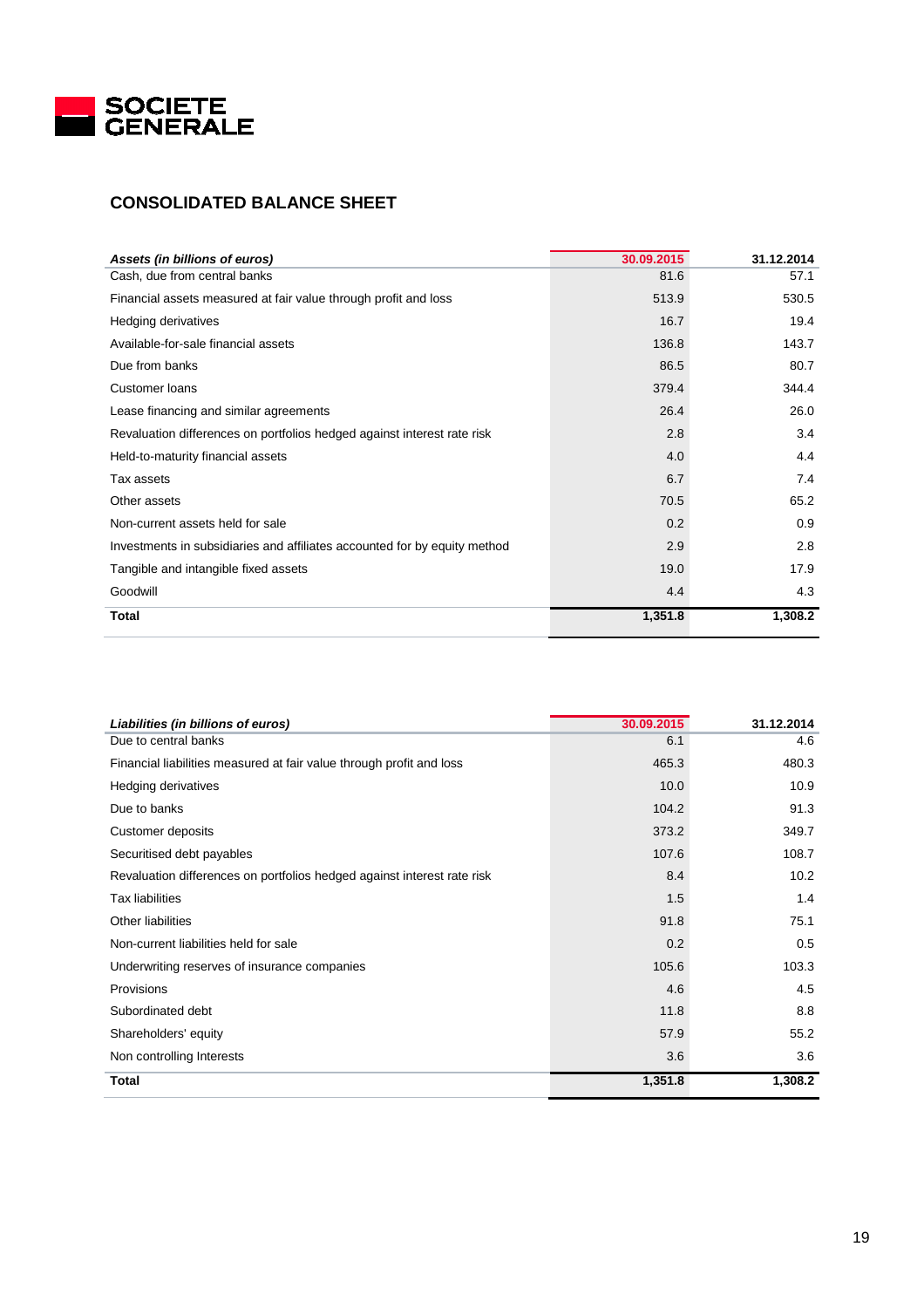## CONSOLIDATED BALANCE SHEET

| ***Assets (in billions of euros)*** | **30.09.2015** | **31.12.2014** |
|---|---|---|
| Cash, due from central banks | 81.6 | 57.1 |
| Financial assets measured at fair value through profit and loss | 513.9 | 530.5 |
| Hedging derivatives | 16.7 | 19.4 |
| Available-for-sale financial assets | 136.8 | 143.7 |
| Due from banks | 86.5 | 80.7 |
| Customer loans | 379.4 | 344.4 |
| Lease financing and similar agreements | 26.4 | 26.0 |
| Revaluation differences on portfolios hedged against interest rate risk | 2.8 | 3.4 |
| Held-to-maturity financial assets | 4.0 | 4.4 |
| Tax assets | 6.7 | 7.4 |
| Other assets | 70.5 | 65.2 |
| Non-current assets held for sale | 0.2 | 0.9 |
| Investments in subsidiaries and affiliates accounted for by equity method | 2.9 | 2.8 |
| Tangible and intangible fixed assets | 19.0 | 17.9 |
| Goodwill | 4.4 | 4.3 |
| **Total** | **1,351.8** | **1,308.2** |

| ***Liabilities (in billions of euros)*** | **30.09.2015** | **31.12.2014** |
|---|---|---|
| Due to central banks | 6.1 | 4.6 |
| Financial liabilities measured at fair value through profit and loss | 465.3 | 480.3 |
| Hedging derivatives | 10.0 | 10.9 |
| Due to banks | 104.2 | 91.3 |
| Customer deposits | 373.2 | 349.7 |
| Securitised debt payables | 107.6 | 108.7 |
| Revaluation differences on portfolios hedged against interest rate risk | 8.4 | 10.2 |
| Tax liabilities | 1.5 | 1.4 |
| Other liabilities | 91.8 | 75.1 |
| Non-current liabilities held for sale | 0.2 | 0.5 |
| Underwriting reserves of insurance companies | 105.6 | 103.3 |
| Provisions | 4.6 | 4.5 |
| Subordinated debt | 11.8 | 8.8 |
| Shareholders' equity | 57.9 | 55.2 |
| Non controlling Interests | 3.6 | 3.6 |
| **Total** | **1,351.8** | **1,308.2** |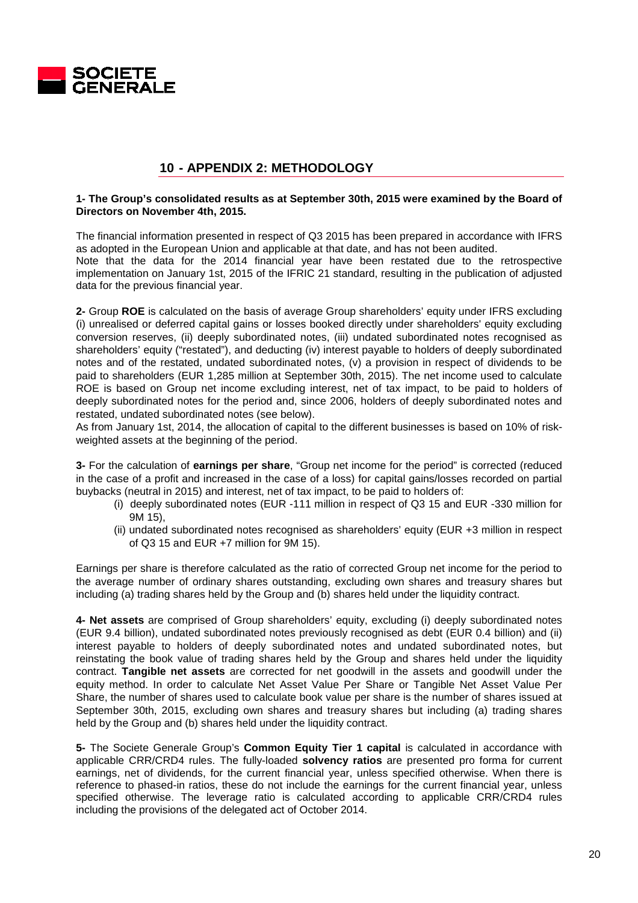## 10 - APPENDIX 2: METHODOLOGY

**1- The Group's consolidated results as at September 30th, 2015 were examined by the Board of Directors on November 4th, 2015.**

The financial information presented in respect of Q3 2015 has been prepared in accordance with IFRS as adopted in the European Union and applicable at that date, and has not been audited.
Note that the data for the 2014 financial year have been restated due to the retrospective implementation on January 1st, 2015 of the IFRIC 21 standard, resulting in the publication of adjusted data for the previous financial year.

**2-** Group **ROE** is calculated on the basis of average Group shareholders' equity under IFRS excluding (i) unrealised or deferred capital gains or losses booked directly under shareholders' equity excluding conversion reserves, (ii) deeply subordinated notes, (iii) undated subordinated notes recognised as shareholders' equity ("restated"), and deducting (iv) interest payable to holders of deeply subordinated notes and of the restated, undated subordinated notes, (v) a provision in respect of dividends to be paid to shareholders (EUR 1,285 million at September 30th, 2015). The net income used to calculate ROE is based on Group net income excluding interest, net of tax impact, to be paid to holders of deeply subordinated notes for the period and, since 2006, holders of deeply subordinated notes and restated, undated subordinated notes (see below).
As from January 1st, 2014, the allocation of capital to the different businesses is based on 10% of risk-weighted assets at the beginning of the period.

**3-** For the calculation of **earnings per share**, "Group net income for the period" is corrected (reduced in the case of a profit and increased in the case of a loss) for capital gains/losses recorded on partial buybacks (neutral in 2015) and interest, net of tax impact, to be paid to holders of:

- (i) deeply subordinated notes (EUR -111 million in respect of Q3 15 and EUR -330 million for 9M 15),
- (ii) undated subordinated notes recognised as shareholders' equity (EUR +3 million in respect of Q3 15 and EUR +7 million for 9M 15).

Earnings per share is therefore calculated as the ratio of corrected Group net income for the period to the average number of ordinary shares outstanding, excluding own shares and treasury shares but including (a) trading shares held by the Group and (b) shares held under the liquidity contract.

**4- Net assets** are comprised of Group shareholders' equity, excluding (i) deeply subordinated notes (EUR 9.4 billion), undated subordinated notes previously recognised as debt (EUR 0.4 billion) and (ii) interest payable to holders of deeply subordinated notes and undated subordinated notes, but reinstating the book value of trading shares held by the Group and shares held under the liquidity contract. **Tangible net assets** are corrected for net goodwill in the assets and goodwill under the equity method. In order to calculate Net Asset Value Per Share or Tangible Net Asset Value Per Share, the number of shares used to calculate book value per share is the number of shares issued at September 30th, 2015, excluding own shares and treasury shares but including (a) trading shares held by the Group and (b) shares held under the liquidity contract.

**5-** The Societe Generale Group's **Common Equity Tier 1 capital** is calculated in accordance with applicable CRR/CRD4 rules. The fully-loaded **solvency ratios** are presented pro forma for current earnings, net of dividends, for the current financial year, unless specified otherwise. When there is reference to phased-in ratios, these do not include the earnings for the current financial year, unless specified otherwise. The leverage ratio is calculated according to applicable CRR/CRD4 rules including the provisions of the delegated act of October 2014.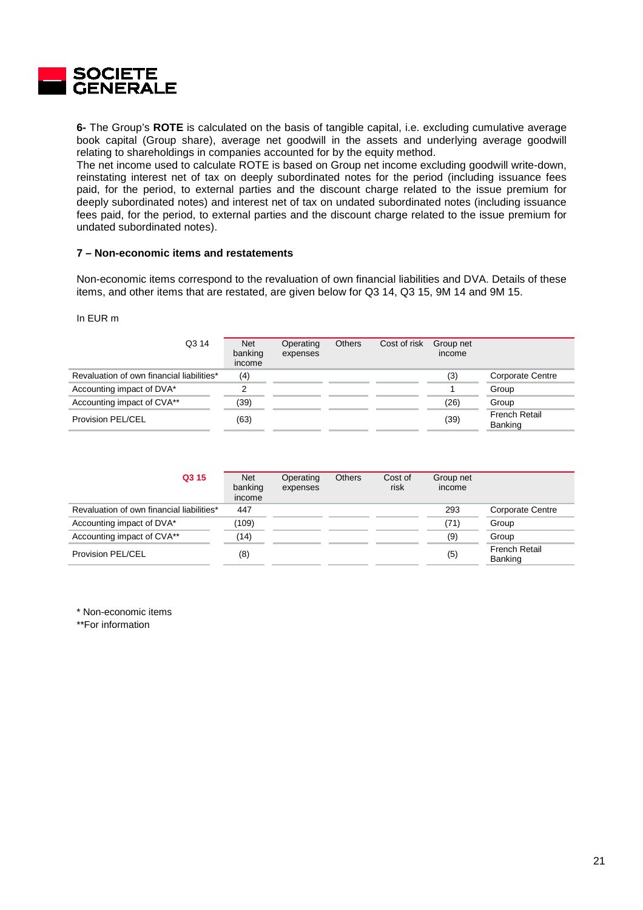**6-** The Group's **ROTE** is calculated on the basis of tangible capital, i.e. excluding cumulative average book capital (Group share), average net goodwill in the assets and underlying average goodwill relating to shareholdings in companies accounted for by the equity method.
The net income used to calculate ROTE is based on Group net income excluding goodwill write-down, reinstating interest net of tax on deeply subordinated notes for the period (including issuance fees paid, for the period, to external parties and the discount charge related to the issue premium for deeply subordinated notes) and interest net of tax on undated subordinated notes (including issuance fees paid, for the period, to external parties and the discount charge related to the issue premium for undated subordinated notes).

**7 – Non-economic items and restatements**

Non-economic items correspond to the revaluation of own financial liabilities and DVA. Details of these items, and other items that are restated, are given below for Q3 14, Q3 15, 9M 14 and 9M 15.

In EUR m

| Q3 14 | Net banking income | Operating expenses | Others | Cost of risk | Group net income | |
|---|---|---|---|---|---|---|
| Revaluation of own financial liabilities* | (4) | | | | (3) | Corporate Centre |
| Accounting impact of DVA* | 2 | | | | 1 | Group |
| Accounting impact of CVA** | (39) | | | | (26) | Group |
| Provision PEL/CEL | (63) | | | | (39) | French Retail Banking |

| **Q3 15** | Net banking income | Operating expenses | Others | Cost of risk | Group net income | |
|---|---|---|---|---|---|---|
| Revaluation of own financial liabilities* | 447 | | | | 293 | Corporate Centre |
| Accounting impact of DVA* | (109) | | | | (71) | Group |
| Accounting impact of CVA** | (14) | | | | (9) | Group |
| Provision PEL/CEL | (8) | | | | (5) | French Retail Banking |

* Non-economic items
**For information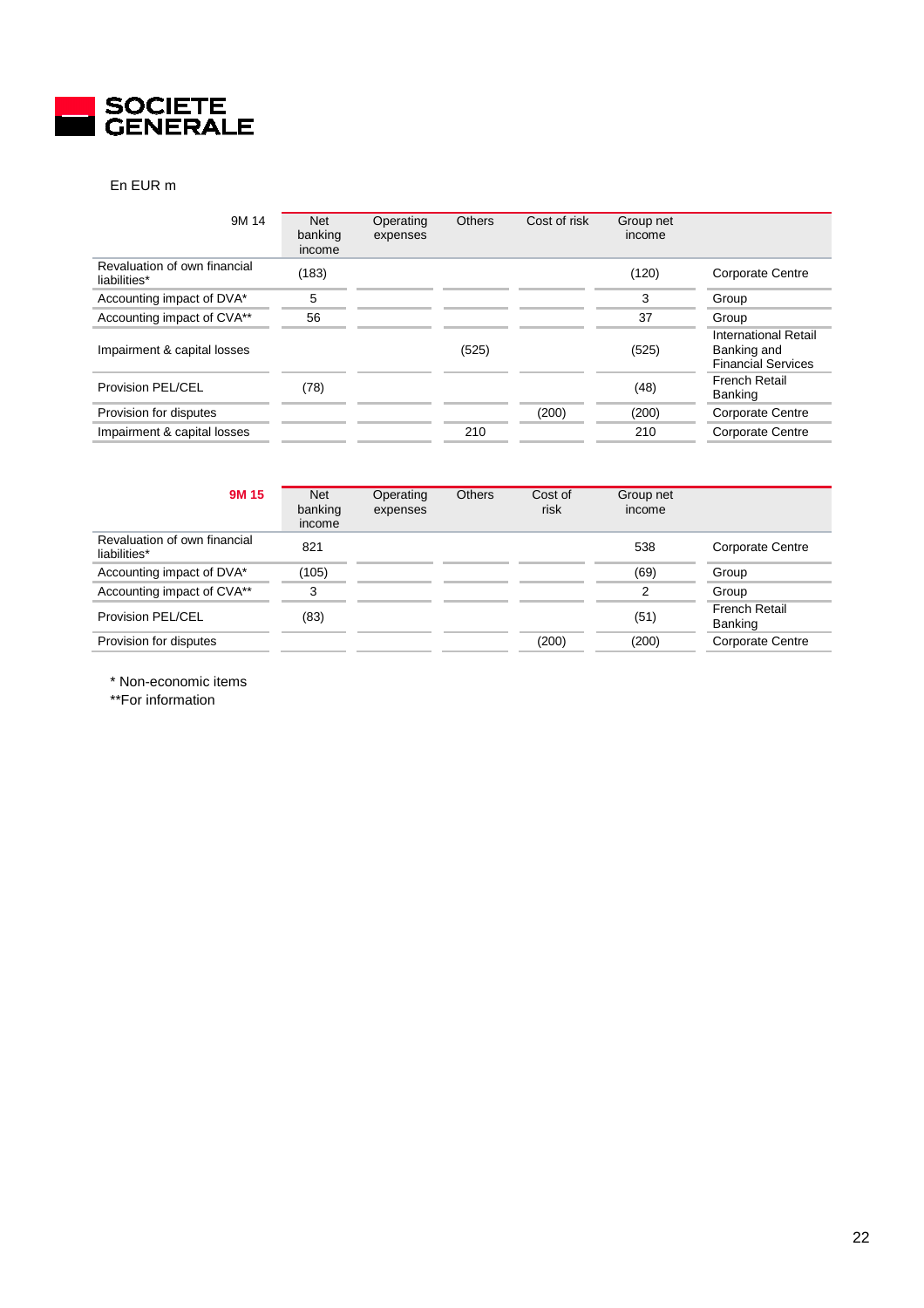En EUR m

| 9M 14 | Net banking income | Operating expenses | Others | Cost of risk | Group net income | |
|---|---|---|---|---|---|---|
| Revaluation of own financial liabilities* | (183) | | | | (120) | Corporate Centre |
| Accounting impact of DVA* | 5 | | | | 3 | Group |
| Accounting impact of CVA** | 56 | | | | 37 | Group |
| Impairment & capital losses | | | (525) | | (525) | International Retail Banking and Financial Services |
| Provision PEL/CEL | (78) | | | | (48) | French Retail Banking |
| Provision for disputes | | | | (200) | (200) | Corporate Centre |
| Impairment & capital losses | | | 210 | | 210 | Corporate Centre |

| **9M 15** | Net banking income | Operating expenses | Others | Cost of risk | Group net income | |
|---|---|---|---|---|---|---|
| Revaluation of own financial liabilities* | 821 | | | | 538 | Corporate Centre |
| Accounting impact of DVA* | (105) | | | | (69) | Group |
| Accounting impact of CVA** | 3 | | | | 2 | Group |
| Provision PEL/CEL | (83) | | | | (51) | French Retail Banking |
| Provision for disputes | | | | (200) | (200) | Corporate Centre |

\* Non-economic items

**For information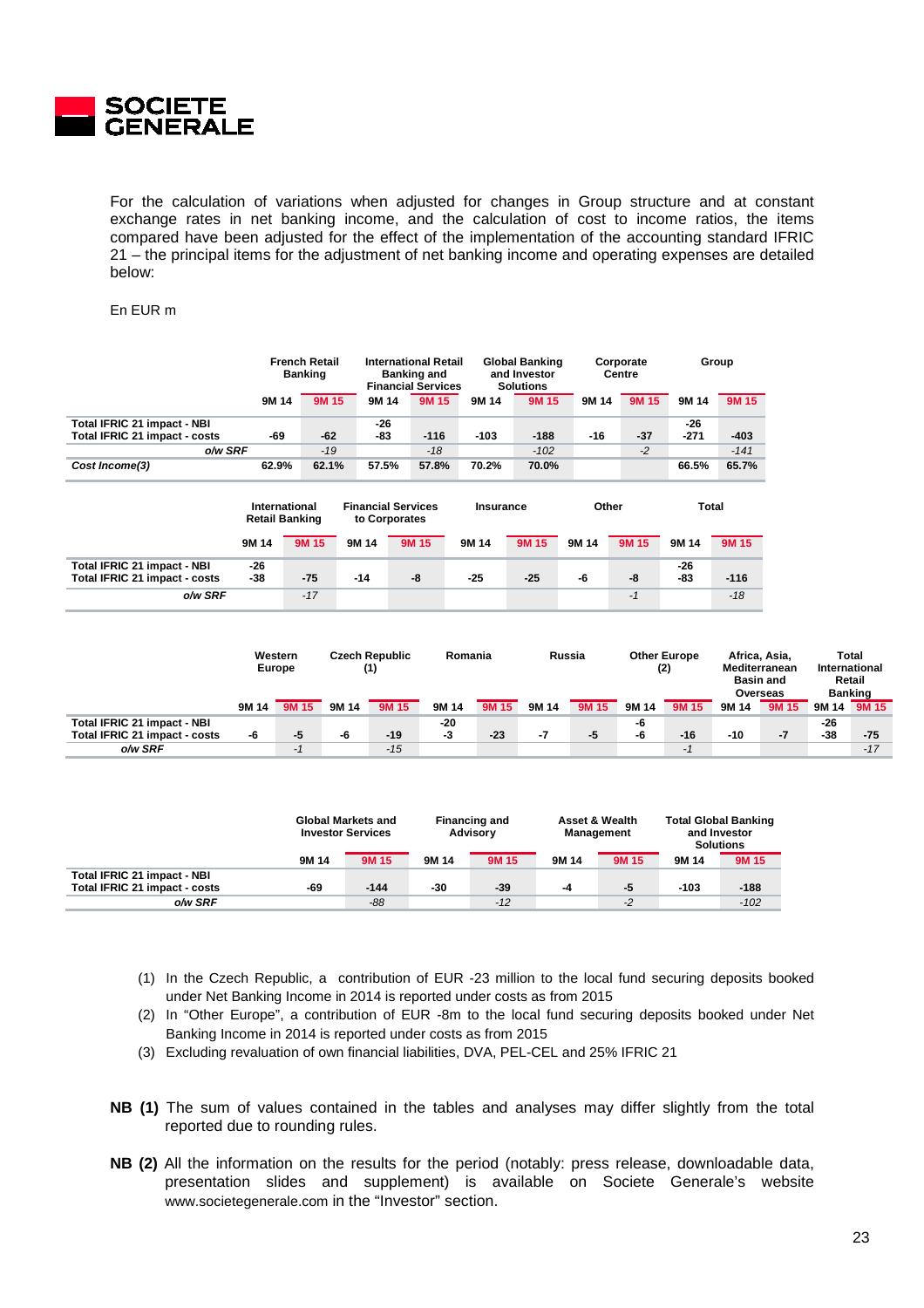For the calculation of variations when adjusted for changes in Group structure and at constant exchange rates in net banking income, and the calculation of cost to income ratios, the items compared have been adjusted for the effect of the implementation of the accounting standard IFRIC 21 – the principal items for the adjustment of net banking income and operating expenses are detailed below:

En EUR m

| | French Retail Banking | | International Retail Banking and Financial Services | | Global Banking and Investor Solutions | | Corporate Centre | | Group | |
|---|---|---|---|---|---|---|---|---|---|---|
| | 9M 14 | 9M 15 | 9M 14 | 9M 15 | 9M 14 | 9M 15 | 9M 14 | 9M 15 | 9M 14 | 9M 15 |
| Total IFRIC 21 impact - NBI | | | -26 | | | | | | -26 | |
| Total IFRIC 21 impact - costs | -69 | -62 | -83 | -116 | -103 | -188 | -16 | -37 | -271 | -403 |
| *o/w SRF* | | *-19* | | *-18* | | *-102* | | *-2* | | *-141* |
| *Cost Income(3)* | 62.9% | 62.1% | 57.5% | 57.8% | 70.2% | 70.0% | | | 66.5% | 65.7% |

| | International Retail Banking | | Financial Services to Corporates | | Insurance | | Other | | Total | |
|---|---|---|---|---|---|---|---|---|---|---|
| | 9M 14 | 9M 15 | 9M 14 | 9M 15 | 9M 14 | 9M 15 | 9M 14 | 9M 15 | 9M 14 | 9M 15 |
| Total IFRIC 21 impact - NBI | -26 | | | | | | | | -26 | |
| Total IFRIC 21 impact - costs | -38 | -75 | -14 | -8 | -25 | -25 | -6 | -8 | -83 | -116 |
| *o/w SRF* | | *-17* | | | | | | *-1* | | *-18* |

| | Western Europe | | Czech Republic (1) | | Romania | | Russia | | Other Europe (2) | | Africa, Asia, Mediterranean Basin and Overseas | | Total International Retail Banking | |
|---|---|---|---|---|---|---|---|---|---|---|---|---|---|---|
| | 9M 14 | 9M 15 | 9M 14 | 9M 15 | 9M 14 | 9M 15 | 9M 14 | 9M 15 | 9M 14 | 9M 15 | 9M 14 | 9M 15 | 9M 14 | 9M 15 |
| Total IFRIC 21 impact - NBI | | | | | -20 | | | | -6 | | | | -26 | |
| Total IFRIC 21 impact - costs | -6 | -5 | -6 | -19 | -3 | -23 | -7 | -5 | -6 | -16 | -10 | -7 | -38 | -75 |
| *o/w SRF* | | *-1* | | *-15* | | | | | | *-1* | | | | *-17* |

| | Global Markets and Investor Services | | Financing and Advisory | | Asset & Wealth Management | | Total Global Banking and Investor Solutions | |
|---|---|---|---|---|---|---|---|---|
| | 9M 14 | 9M 15 | 9M 14 | 9M 15 | 9M 14 | 9M 15 | 9M 14 | 9M 15 |
| Total IFRIC 21 impact - NBI | | | | | | | | |
| Total IFRIC 21 impact - costs | -69 | -144 | -30 | -39 | -4 | -5 | -103 | -188 |
| *o/w SRF* | | *-88* | | *-12* | | *-2* | | *-102* |

(1) In the Czech Republic, a contribution of EUR -23 million to the local fund securing deposits booked under Net Banking Income in 2014 is reported under costs as from 2015
(2) In "Other Europe", a contribution of EUR -8m to the local fund securing deposits booked under Net Banking Income in 2014 is reported under costs as from 2015
(3) Excluding revaluation of own financial liabilities, DVA, PEL-CEL and 25% IFRIC 21

**NB (1)** The sum of values contained in the tables and analyses may differ slightly from the total reported due to rounding rules.

**NB (2)** All the information on the results for the period (notably: press release, downloadable data, presentation slides and supplement) is available on Societe Generale's website www.societegenerale.com in the "Investor" section.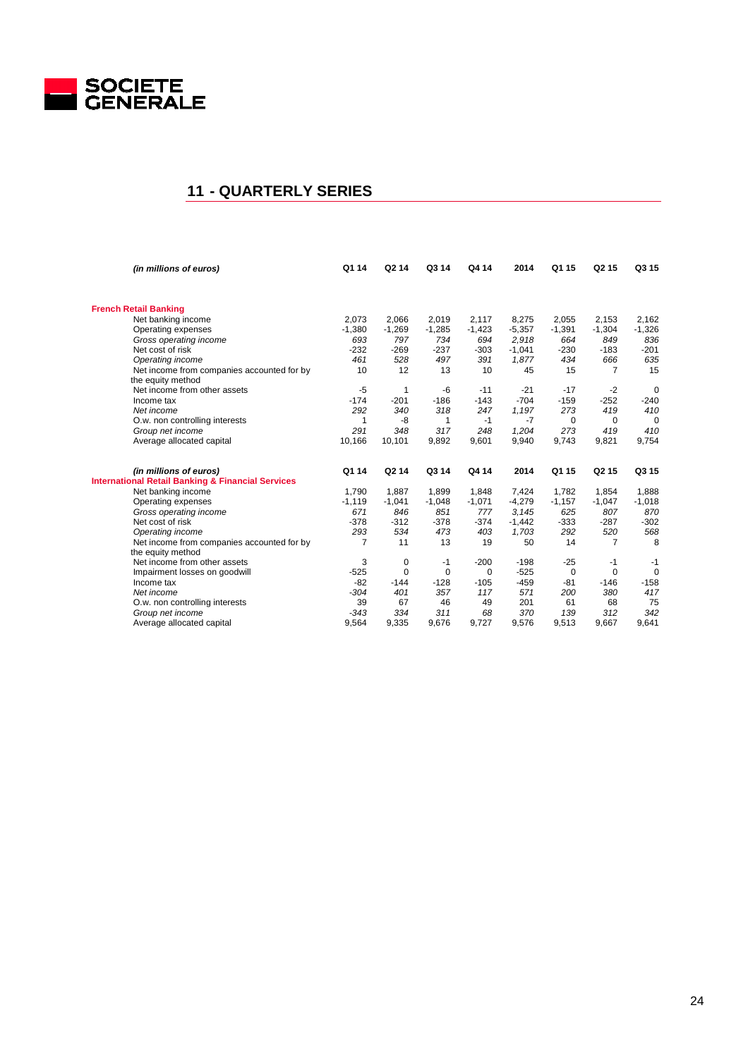## 11 - QUARTERLY SERIES

| *(in millions of euros)* | Q1 14 | Q2 14 | Q3 14 | Q4 14 | 2014 | Q1 15 | Q2 15 | Q3 15 |
|---|---|---|---|---|---|---|---|---|
| **French Retail Banking** | | | | | | | | |
| Net banking income | 2,073 | 2,066 | 2,019 | 2,117 | 8,275 | 2,055 | 2,153 | 2,162 |
| Operating expenses | -1,380 | -1,269 | -1,285 | -1,423 | -5,357 | -1,391 | -1,304 | -1,326 |
| *Gross operating income* | *693* | *797* | *734* | *694* | *2,918* | *664* | *849* | *836* |
| Net cost of risk | -232 | -269 | -237 | -303 | -1,041 | -230 | -183 | -201 |
| *Operating income* | *461* | *528* | *497* | *391* | *1,877* | *434* | *666* | *635* |
| Net income from companies accounted for by the equity method | 10 | 12 | 13 | 10 | 45 | 15 | 7 | 15 |
| Net income from other assets | -5 | 1 | -6 | -11 | -21 | -17 | -2 | 0 |
| Income tax | -174 | -201 | -186 | -143 | -704 | -159 | -252 | -240 |
| *Net income* | *292* | *340* | *318* | *247* | *1,197* | *273* | *419* | *410* |
| O.w. non controlling interests | 1 | -8 | 1 | -1 | -7 | 0 | 0 | 0 |
| *Group net income* | *291* | *348* | *317* | *248* | *1,204* | *273* | *419* | *410* |
| Average allocated capital | 10,166 | 10,101 | 9,892 | 9,601 | 9,940 | 9,743 | 9,821 | 9,754 |

| *(in millions of euros)* | Q1 14 | Q2 14 | Q3 14 | Q4 14 | 2014 | Q1 15 | Q2 15 | Q3 15 |
|---|---|---|---|---|---|---|---|---|
| **International Retail Banking & Financial Services** | | | | | | | | |
| Net banking income | 1,790 | 1,887 | 1,899 | 1,848 | 7,424 | 1,782 | 1,854 | 1,888 |
| Operating expenses | -1,119 | -1,041 | -1,048 | -1,071 | -4,279 | -1,157 | -1,047 | -1,018 |
| *Gross operating income* | *671* | *846* | *851* | *777* | *3,145* | *625* | *807* | *870* |
| Net cost of risk | -378 | -312 | -378 | -374 | -1,442 | -333 | -287 | -302 |
| *Operating income* | *293* | *534* | *473* | *403* | *1,703* | *292* | *520* | *568* |
| Net income from companies accounted for by the equity method | 7 | 11 | 13 | 19 | 50 | 14 | 7 | 8 |
| Net income from other assets | 3 | 0 | -1 | -200 | -198 | -25 | -1 | -1 |
| Impairment losses on goodwill | -525 | 0 | 0 | 0 | -525 | 0 | 0 | 0 |
| Income tax | -82 | -144 | -128 | -105 | -459 | -81 | -146 | -158 |
| *Net income* | *-304* | *401* | *357* | *117* | *571* | *200* | *380* | *417* |
| O.w. non controlling interests | 39 | 67 | 46 | 49 | 201 | 61 | 68 | 75 |
| *Group net income* | *-343* | *334* | *311* | *68* | *370* | *139* | *312* | *342* |
| Average allocated capital | 9,564 | 9,335 | 9,676 | 9,727 | 9,576 | 9,513 | 9,667 | 9,641 |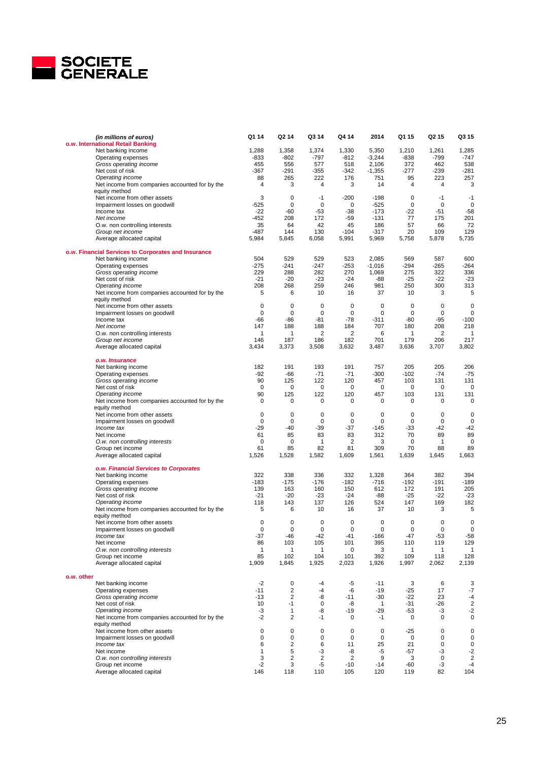SOCIETE GENERALE

| *(in millions of euros)* | Q1 14 | Q2 14 | Q3 14 | Q4 14 | 2014 | Q1 15 | Q2 15 | Q3 15 |
|---|---|---|---|---|---|---|---|---|
| **o.w. International Retail Banking** | | | | | | | | |
| Net banking income | 1,288 | 1,358 | 1,374 | 1,330 | 5,350 | 1,210 | 1,261 | 1,285 |
| Operating expenses | -833 | -802 | -797 | -812 | -3,244 | -838 | -799 | -747 |
| *Gross operating income* | 455 | 556 | 577 | 518 | 2,106 | 372 | 462 | 538 |
| Net cost of risk | -367 | -291 | -355 | -342 | -1,355 | -277 | -239 | -281 |
| *Operating income* | 88 | 265 | 222 | 176 | 751 | 95 | 223 | 257 |
| Net income from companies accounted for by the equity method | 4 | 3 | 4 | 3 | 14 | 4 | 4 | 3 |
| Net income from other assets | 3 | 0 | -1 | -200 | -198 | 0 | -1 | -1 |
| Impairment losses on goodwill | -525 | 0 | 0 | 0 | -525 | 0 | 0 | 0 |
| Income tax | -22 | -60 | -53 | -38 | -173 | -22 | -51 | -58 |
| *Net income* | -452 | 208 | 172 | -59 | -131 | 77 | 175 | 201 |
| O.w. non controlling interests | 35 | 64 | 42 | 45 | 186 | 57 | 66 | 72 |
| *Group net income* | -487 | 144 | 130 | -104 | -317 | 20 | 109 | 129 |
| Average allocated capital | 5,984 | 5,845 | 6,058 | 5,991 | 5,969 | 5,758 | 5,878 | 5,735 |
| **o.w. Financial Services to Corporates and Insurance** | | | | | | | | |
| Net banking income | 504 | 529 | 529 | 523 | 2,085 | 569 | 587 | 600 |
| Operating expenses | -275 | -241 | -247 | -253 | -1,016 | -294 | -265 | -264 |
| *Gross operating income* | 229 | 288 | 282 | 270 | 1,069 | 275 | 322 | 336 |
| Net cost of risk | -21 | -20 | -23 | -24 | -88 | -25 | -22 | -23 |
| *Operating income* | 208 | 268 | 259 | 246 | 981 | 250 | 300 | 313 |
| Net income from companies accounted for by the equity method | 5 | 6 | 10 | 16 | 37 | 10 | 3 | 5 |
| Net income from other assets | 0 | 0 | 0 | 0 | 0 | 0 | 0 | 0 |
| Impairment losses on goodwill | 0 | 0 | 0 | 0 | 0 | 0 | 0 | 0 |
| Income tax | -66 | -86 | -81 | -78 | -311 | -80 | -95 | -100 |
| *Net income* | 147 | 188 | 188 | 184 | 707 | 180 | 208 | 218 |
| O.w. non controlling interests | 1 | 1 | 2 | 2 | 6 | 1 | 2 | 1 |
| *Group net income* | 146 | 187 | 186 | 182 | 701 | 179 | 206 | 217 |
| Average allocated capital | 3,434 | 3,373 | 3,508 | 3,632 | 3,487 | 3,636 | 3,707 | 3,802 |
| ***o.w. Insurance*** | | | | | | | | |
| Net banking income | 182 | 191 | 193 | 191 | 757 | 205 | 205 | 206 |
| Operating expenses | -92 | -66 | -71 | -71 | -300 | -102 | -74 | -75 |
| *Gross operating income* | 90 | 125 | 122 | 120 | 457 | 103 | 131 | 131 |
| Net cost of risk | 0 | 0 | 0 | 0 | 0 | 0 | 0 | 0 |
| *Operating income* | 90 | 125 | 122 | 120 | 457 | 103 | 131 | 131 |
| Net income from companies accounted for by the equity method | 0 | 0 | 0 | 0 | 0 | 0 | 0 | 0 |
| Net income from other assets | 0 | 0 | 0 | 0 | 0 | 0 | 0 | 0 |
| Impairment losses on goodwill | 0 | 0 | 0 | 0 | 0 | 0 | 0 | 0 |
| *Income tax* | -29 | -40 | -39 | -37 | -145 | -33 | -42 | -42 |
| Net income | 61 | 85 | 83 | 83 | 312 | 70 | 89 | 89 |
| *O.w. non controlling interests* | 0 | 0 | 1 | 2 | 3 | 0 | 1 | 0 |
| Group net income | 61 | 85 | 82 | 81 | 309 | 70 | 88 | 89 |
| Average allocated capital | 1,526 | 1,528 | 1,582 | 1,609 | 1,561 | 1,639 | 1,645 | 1,663 |
| ***o.w. Financial Services to Corporates*** | | | | | | | | |
| Net banking income | 322 | 338 | 336 | 332 | 1,328 | 364 | 382 | 394 |
| Operating expenses | -183 | -175 | -176 | -182 | -716 | -192 | -191 | -189 |
| *Gross operating income* | 139 | 163 | 160 | 150 | 612 | 172 | 191 | 205 |
| Net cost of risk | -21 | -20 | -23 | -24 | -88 | -25 | -22 | -23 |
| *Operating income* | 118 | 143 | 137 | 126 | 524 | 147 | 169 | 182 |
| Net income from companies accounted for by the equity method | 5 | 6 | 10 | 16 | 37 | 10 | 3 | 5 |
| Net income from other assets | 0 | 0 | 0 | 0 | 0 | 0 | 0 | 0 |
| Impairment losses on goodwill | 0 | 0 | 0 | 0 | 0 | 0 | 0 | 0 |
| *Income tax* | -37 | -46 | -42 | -41 | -166 | -47 | -53 | -58 |
| Net income | 86 | 103 | 105 | 101 | 395 | 110 | 119 | 129 |
| *O.w. non controlling interests* | 1 | 1 | 1 | 0 | 3 | 1 | 1 | 1 |
| Group net income | 85 | 102 | 104 | 101 | 392 | 109 | 118 | 128 |
| Average allocated capital | 1,909 | 1,845 | 1,925 | 2,023 | 1,926 | 1,997 | 2,062 | 2,139 |
| **o.w. other** | | | | | | | | |
| Net banking income | -2 | 0 | -4 | -5 | -11 | 3 | 6 | 3 |
| Operating expenses | -11 | 2 | -4 | -6 | -19 | -25 | 17 | -7 |
| *Gross operating income* | -13 | 2 | -8 | -11 | -30 | -22 | 23 | -4 |
| Net cost of risk | 10 | -1 | 0 | -8 | 1 | -31 | -26 | 2 |
| *Operating income* | -3 | 1 | -8 | -19 | -29 | -53 | -3 | -2 |
| Net income from companies accounted for by the equity method | -2 | 2 | -1 | 0 | -1 | 0 | 0 | 0 |
| Net income from other assets | 0 | 0 | 0 | 0 | 0 | -25 | 0 | 0 |
| Impairment losses on goodwill | 0 | 0 | 0 | 0 | 0 | 0 | 0 | 0 |
| *Income tax* | 6 | 2 | 6 | 11 | 25 | 21 | 0 | 0 |
| Net income | 1 | 5 | -3 | -8 | -5 | -57 | -3 | -2 |
| *O.w. non controlling interests* | 3 | 2 | 2 | 2 | 9 | 3 | 0 | 2 |
| Group net income | -2 | 3 | -5 | -10 | -14 | -60 | -3 | -4 |
| Average allocated capital | 146 | 118 | 110 | 105 | 120 | 119 | 82 | 104 |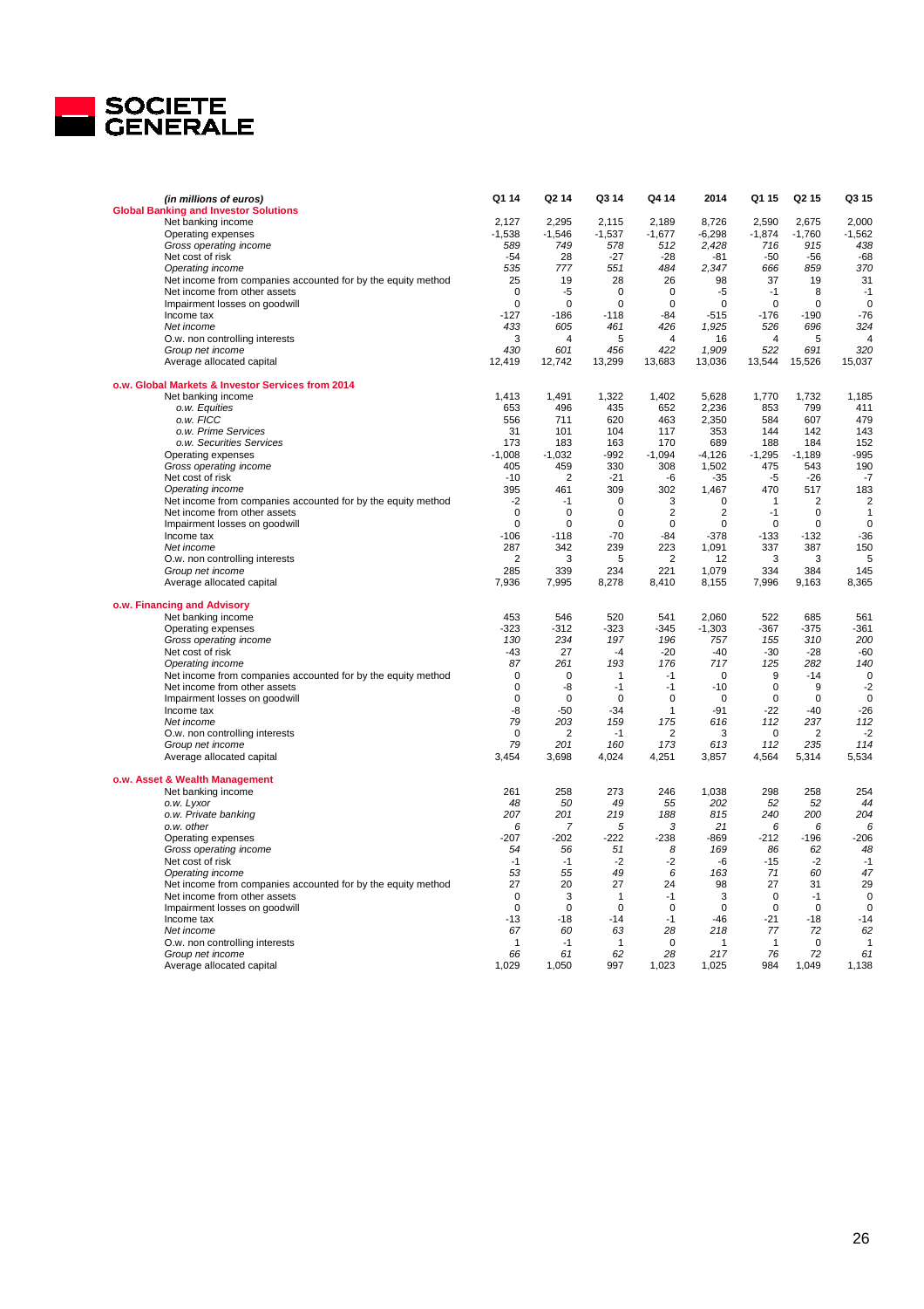SOCIETE GENERALE

| *(in millions of euros)* | Q1 14 | Q2 14 | Q3 14 | Q4 14 | 2014 | Q1 15 | Q2 15 | Q3 15 |
|---|---|---|---|---|---|---|---|---|
| **Global Banking and Investor Solutions** | | | | | | | | |
| Net banking income | 2,127 | 2,295 | 2,115 | 2,189 | 8,726 | 2,590 | 2,675 | 2,000 |
| Operating expenses | -1,538 | -1,546 | -1,537 | -1,677 | -6,298 | -1,874 | -1,760 | -1,562 |
| *Gross operating income* | *589* | *749* | *578* | *512* | *2,428* | *716* | *915* | *438* |
| Net cost of risk | -54 | 28 | -27 | -28 | -81 | -50 | -56 | -68 |
| *Operating income* | *535* | *777* | *551* | *484* | *2,347* | *666* | *859* | *370* |
| Net income from companies accounted for by the equity method | 25 | 19 | 28 | 26 | 98 | 37 | 19 | 31 |
| Net income from other assets | 0 | -5 | 0 | 0 | -5 | -1 | 8 | -1 |
| Impairment losses on goodwill | 0 | 0 | 0 | 0 | 0 | 0 | 0 | 0 |
| Income tax | -127 | -186 | -118 | -84 | -515 | -176 | -190 | -76 |
| *Net income* | *433* | *605* | *461* | *426* | *1,925* | *526* | *696* | *324* |
| O.w. non controlling interests | 3 | 4 | 5 | 4 | 16 | 4 | 5 | 4 |
| *Group net income* | *430* | *601* | *456* | *422* | *1,909* | *522* | *691* | *320* |
| Average allocated capital | 12,419 | 12,742 | 13,299 | 13,683 | 13,036 | 13,544 | 15,526 | 15,037 |
| **o.w. Global Markets & Investor Services from 2014** | | | | | | | | |
| Net banking income | 1,413 | 1,491 | 1,322 | 1,402 | 5,628 | 1,770 | 1,732 | 1,185 |
| *o.w. Equities* | 653 | 496 | 435 | 652 | 2,236 | 853 | 799 | 411 |
| *o.w. FICC* | 556 | 711 | 620 | 463 | 2,350 | 584 | 607 | 479 |
| *o.w. Prime Services* | 31 | 101 | 104 | 117 | 353 | 144 | 142 | 143 |
| *o.w. Securities Services* | 173 | 183 | 163 | 170 | 689 | 188 | 184 | 152 |
| Operating expenses | -1,008 | -1,032 | -992 | -1,094 | -4,126 | -1,295 | -1,189 | -995 |
| *Gross operating income* | 405 | 459 | 330 | 308 | 1,502 | 475 | 543 | 190 |
| Net cost of risk | -10 | 2 | -21 | -6 | -35 | -5 | -26 | -7 |
| *Operating income* | 395 | 461 | 309 | 302 | 1,467 | 470 | 517 | 183 |
| Net income from companies accounted for by the equity method | -2 | -1 | 0 | 3 | 0 | 1 | 2 | 2 |
| Net income from other assets | 0 | 0 | 0 | 2 | 2 | -1 | 0 | 1 |
| Impairment losses on goodwill | 0 | 0 | 0 | 0 | 0 | 0 | 0 | 0 |
| Income tax | -106 | -118 | -70 | -84 | -378 | -133 | -132 | -36 |
| *Net income* | 287 | 342 | 239 | 223 | 1,091 | 337 | 387 | 150 |
| O.w. non controlling interests | 2 | 3 | 5 | 2 | 12 | 3 | 3 | 5 |
| *Group net income* | 285 | 339 | 234 | 221 | 1,079 | 334 | 384 | 145 |
| Average allocated capital | 7,936 | 7,995 | 8,278 | 8,410 | 8,155 | 7,996 | 9,163 | 8,365 |
| **o.w. Financing and Advisory** | | | | | | | | |
| Net banking income | 453 | 546 | 520 | 541 | 2,060 | 522 | 685 | 561 |
| Operating expenses | -323 | -312 | -323 | -345 | -1,303 | -367 | -375 | -361 |
| *Gross operating income* | *130* | *234* | *197* | *196* | *757* | *155* | *310* | *200* |
| Net cost of risk | -43 | 27 | -4 | -20 | -40 | -30 | -28 | -60 |
| *Operating income* | *87* | *261* | *193* | *176* | *717* | *125* | *282* | *140* |
| Net income from companies accounted for by the equity method | 0 | 0 | 1 | -1 | 0 | 9 | -14 | 0 |
| Net income from other assets | 0 | -8 | -1 | -1 | -10 | 0 | 9 | -2 |
| Impairment losses on goodwill | 0 | 0 | 0 | 0 | 0 | 0 | 0 | 0 |
| Income tax | -8 | -50 | -34 | 1 | -91 | -22 | -40 | -26 |
| *Net income* | *79* | *203* | *159* | *175* | *616* | *112* | *237* | *112* |
| O.w. non controlling interests | 0 | 2 | -1 | 2 | 3 | 0 | 2 | -2 |
| *Group net income* | *79* | *201* | *160* | *173* | *613* | *112* | *235* | *114* |
| Average allocated capital | 3,454 | 3,698 | 4,024 | 4,251 | 3,857 | 4,564 | 5,314 | 5,534 |
| **o.w. Asset & Wealth Management** | | | | | | | | |
| Net banking income | 261 | 258 | 273 | 246 | 1,038 | 298 | 258 | 254 |
| *o.w. Lyxor* | *48* | *50* | *49* | *55* | *202* | *52* | *52* | *44* |
| *o.w. Private banking* | *207* | *201* | *219* | *188* | *815* | *240* | *200* | *204* |
| *o.w. other* | *6* | *7* | *5* | *3* | *21* | *6* | *6* | *6* |
| Operating expenses | -207 | -202 | -222 | -238 | -869 | -212 | -196 | -206 |
| *Gross operating income* | *54* | *56* | *51* | *8* | *169* | *86* | *62* | *48* |
| Net cost of risk | -1 | -1 | -2 | -2 | -6 | -15 | -2 | -1 |
| *Operating income* | *53* | *55* | *49* | *6* | *163* | *71* | *60* | *47* |
| Net income from companies accounted for by the equity method | 27 | 20 | 27 | 24 | 98 | 27 | 31 | 29 |
| Net income from other assets | 0 | 3 | 1 | -1 | 3 | 0 | -1 | 0 |
| Impairment losses on goodwill | 0 | 0 | 0 | 0 | 0 | 0 | 0 | 0 |
| Income tax | -13 | -18 | -14 | -1 | -46 | -21 | -18 | -14 |
| *Net income* | *67* | *60* | *63* | *28* | *218* | *77* | *72* | *62* |
| O.w. non controlling interests | 1 | -1 | 1 | 0 | 1 | 1 | 0 | 1 |
| *Group net income* | *66* | *61* | *62* | *28* | *217* | *76* | *72* | *61* |
| Average allocated capital | 1,029 | 1,050 | 997 | 1,023 | 1,025 | 984 | 1,049 | 1,138 |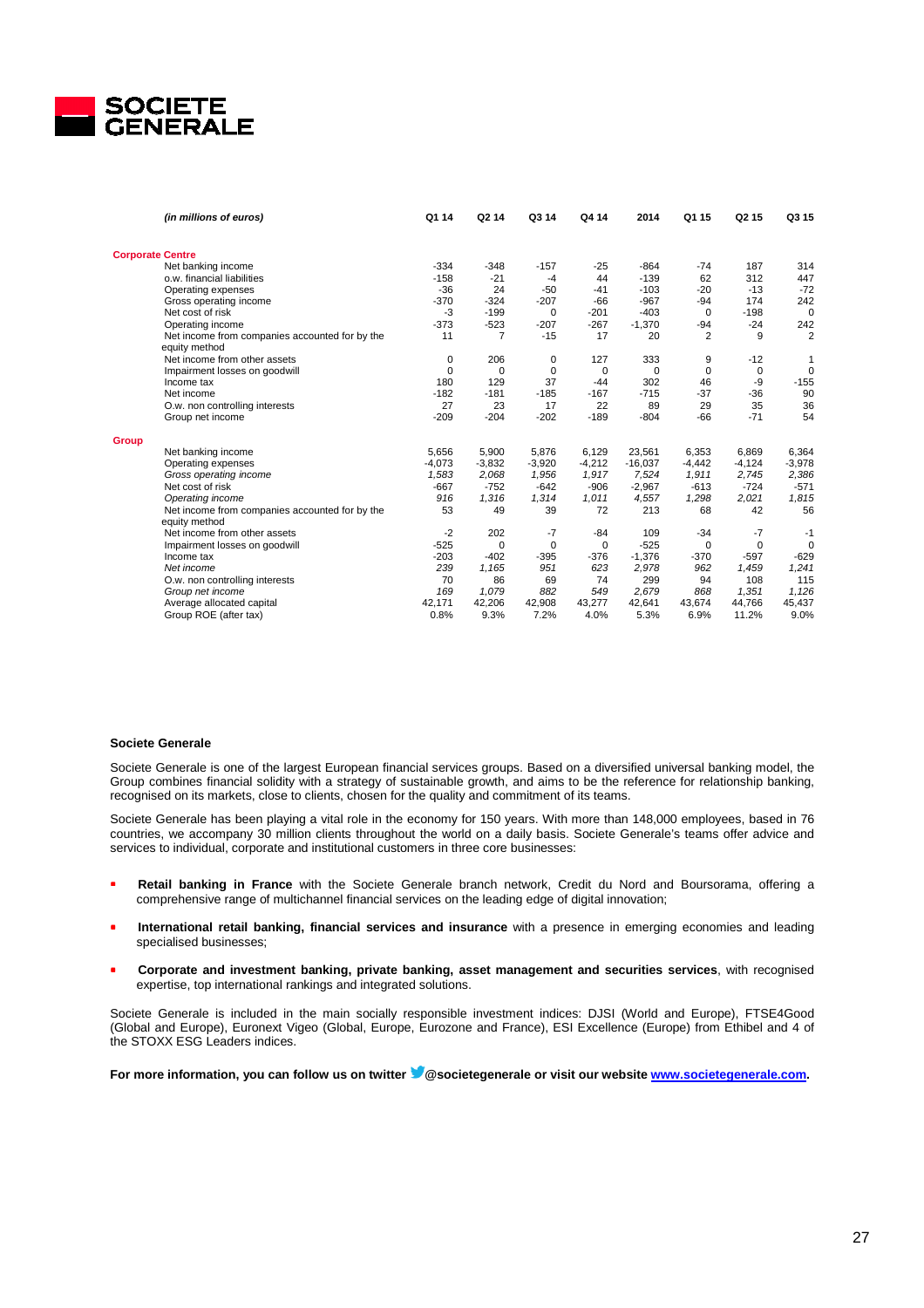| *(in millions of euros)* | Q1 14 | Q2 14 | Q3 14 | Q4 14 | 2014 | Q1 15 | Q2 15 | Q3 15 |
|---|---|---|---|---|---|---|---|---|
| **Corporate Centre** | | | | | | | | |
| Net banking income | -334 | -348 | -157 | -25 | -864 | -74 | 187 | 314 |
| o.w. financial liabilities | -158 | -21 | -4 | 44 | -139 | 62 | 312 | 447 |
| Operating expenses | -36 | 24 | -50 | -41 | -103 | -20 | -13 | -72 |
| Gross operating income | -370 | -324 | -207 | -66 | -967 | -94 | 174 | 242 |
| Net cost of risk | -3 | -199 | 0 | -201 | -403 | 0 | -198 | 0 |
| Operating income | -373 | -523 | -207 | -267 | -1,370 | -94 | -24 | 242 |
| Net income from companies accounted for by the equity method | 11 | 7 | -15 | 17 | 20 | 2 | 9 | 2 |
| Net income from other assets | 0 | 206 | 0 | 127 | 333 | 9 | -12 | 1 |
| Impairment losses on goodwill | 0 | 0 | 0 | 0 | 0 | 0 | 0 | 0 |
| Income tax | 180 | 129 | 37 | -44 | 302 | 46 | -9 | -155 |
| Net income | -182 | -181 | -185 | -167 | -715 | -37 | -36 | 90 |
| O.w. non controlling interests | 27 | 23 | 17 | 22 | 89 | 29 | 35 | 36 |
| Group net income | -209 | -204 | -202 | -189 | -804 | -66 | -71 | 54 |
| **Group** | | | | | | | | |
| Net banking income | 5,656 | 5,900 | 5,876 | 6,129 | 23,561 | 6,353 | 6,869 | 6,364 |
| Operating expenses | -4,073 | -3,832 | -3,920 | -4,212 | -16,037 | -4,442 | -4,124 | -3,978 |
| *Gross operating income* | *1,583* | *2,068* | *1,956* | *1,917* | *7,524* | *1,911* | *2,745* | *2,386* |
| Net cost of risk | -667 | -752 | -642 | -906 | -2,967 | -613 | -724 | -571 |
| *Operating income* | *916* | *1,316* | *1,314* | *1,011* | *4,557* | *1,298* | *2,021* | *1,815* |
| Net income from companies accounted for by the equity method | 53 | 49 | 39 | 72 | 213 | 68 | 42 | 56 |
| Net income from other assets | -2 | 202 | -7 | -84 | 109 | -34 | -7 | -1 |
| Impairment losses on goodwill | -525 | 0 | 0 | 0 | -525 | 0 | 0 | 0 |
| Income tax | -203 | -402 | -395 | -376 | -1,376 | -370 | -597 | -629 |
| *Net income* | *239* | *1,165* | *951* | *623* | *2,978* | *962* | *1,459* | *1,241* |
| O.w. non controlling interests | 70 | 86 | 69 | 74 | 299 | 94 | 108 | 115 |
| *Group net income* | *169* | *1,079* | *882* | *549* | *2,679* | *868* | *1,351* | *1,126* |
| Average allocated capital | 42,171 | 42,206 | 42,908 | 43,277 | 42,641 | 43,674 | 44,766 | 45,437 |
| Group ROE (after tax) | 0.8% | 9.3% | 7.2% | 4.0% | 5.3% | 6.9% | 11.2% | 9.0% |

**Societe Generale**

Societe Generale is one of the largest European financial services groups. Based on a diversified universal banking model, the Group combines financial solidity with a strategy of sustainable growth, and aims to be the reference for relationship banking, recognised on its markets, close to clients, chosen for the quality and commitment of its teams.

Societe Generale has been playing a vital role in the economy for 150 years. With more than 148,000 employees, based in 76 countries, we accompany 30 million clients throughout the world on a daily basis. Societe Generale's teams offer advice and services to individual, corporate and institutional customers in three core businesses:

- **Retail banking in France** with the Societe Generale branch network, Credit du Nord and Boursorama, offering a comprehensive range of multichannel financial services on the leading edge of digital innovation;
- **International retail banking, financial services and insurance** with a presence in emerging economies and leading specialised businesses;
- **Corporate and investment banking, private banking, asset management and securities services**, with recognised expertise, top international rankings and integrated solutions.

Societe Generale is included in the main socially responsible investment indices: DJSI (World and Europe), FTSE4Good (Global and Europe), Euronext Vigeo (Global, Europe, Eurozone and France), ESI Excellence (Europe) from Ethibel and 4 of the STOXX ESG Leaders indices.

**For more information, you can follow us on twitter @societegenerale or visit our website [www.societegenerale.com](http://www.societegenerale.com).**